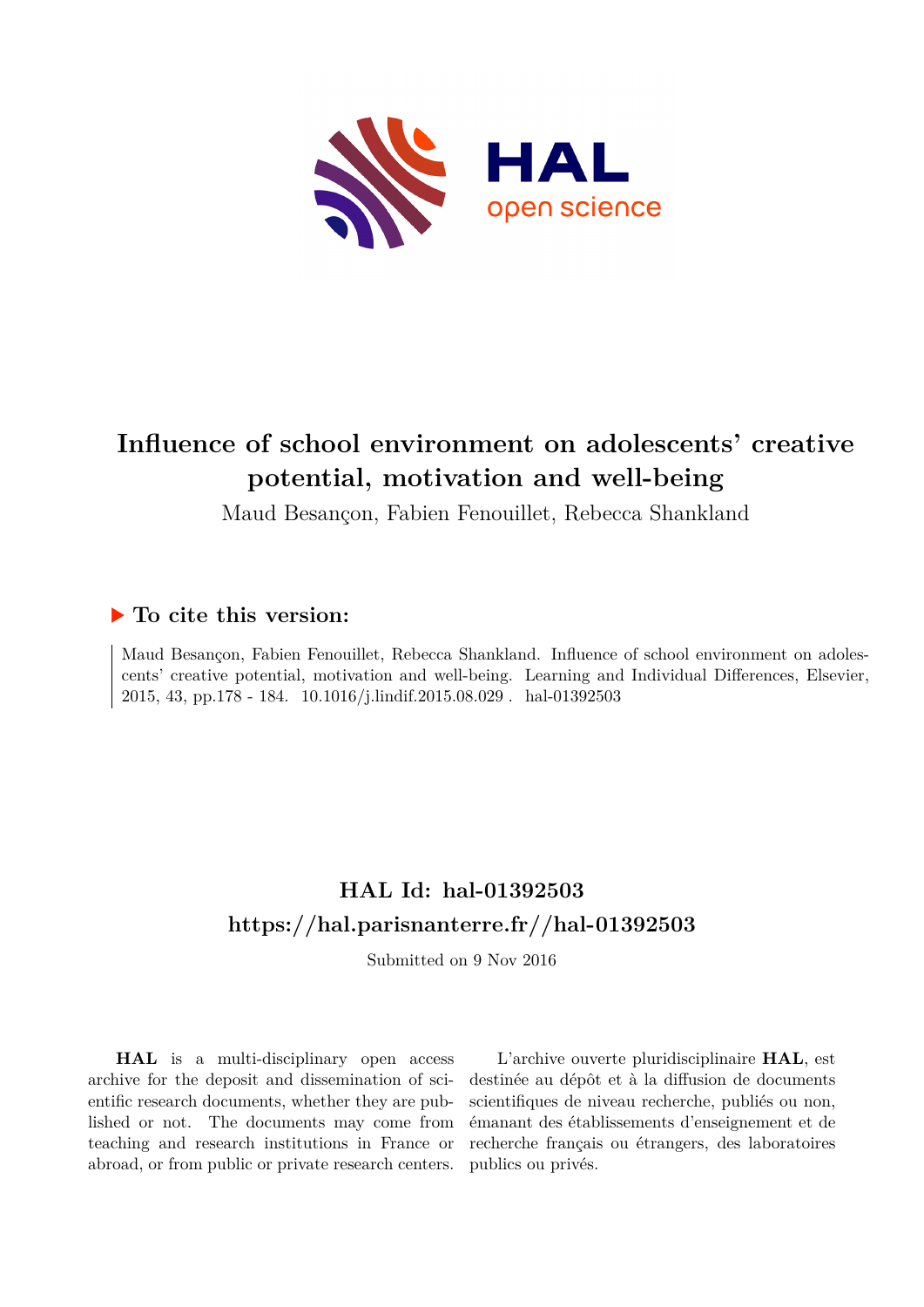# Influence of school environment on adolescents' creative potential, motivation and well-being

Maud Besançon, Fabien Fenouillet, Rebecca Shankland

## ▶ To cite this version:

Maud Besançon, Fabien Fenouillet, Rebecca Shankland. Influence of school environment on adolescents' creative potential, motivation and well-being. Learning and Individual Differences, Elsevier, 2015, 43, pp.178 - 184. 10.1016/j.lindif.2015.08.029 . hal-01392503

## HAL Id: hal-01392503

## https://hal.parisnanterre.fr//hal-01392503

Submitted on 9 Nov 2016

**HAL** is a multi-disciplinary open access archive for the deposit and dissemination of scientific research documents, whether they are published or not. The documents may come from teaching and research institutions in France or abroad, or from public or private research centers.

L'archive ouverte pluridisciplinaire **HAL**, est destinée au dépôt et à la diffusion de documents scientifiques de niveau recherche, publiés ou non, émanant des établissements d'enseignement et de recherche français ou étrangers, des laboratoires publics ou privés.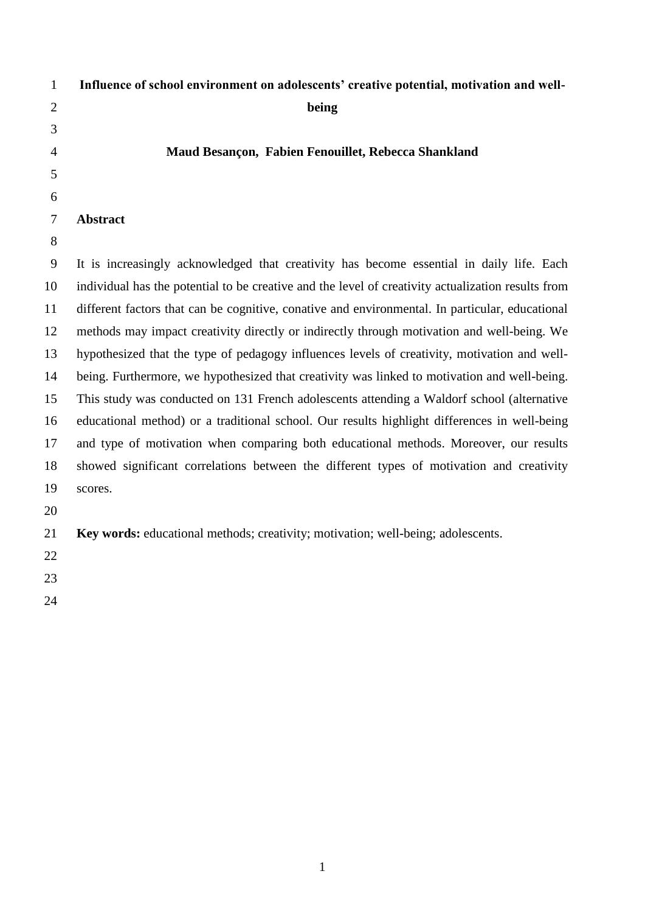# Influence of school environment on adolescents' creative potential, motivation and well-being

**Maud Besançon, Fabien Fenouillet, Rebecca Shankland**

## Abstract

It is increasingly acknowledged that creativity has become essential in daily life. Each individual has the potential to be creative and the level of creativity actualization results from different factors that can be cognitive, conative and environmental. In particular, educational methods may impact creativity directly or indirectly through motivation and well-being. We hypothesized that the type of pedagogy influences levels of creativity, motivation and well-being. Furthermore, we hypothesized that creativity was linked to motivation and well-being. This study was conducted on 131 French adolescents attending a Waldorf school (alternative educational method) or a traditional school. Our results highlight differences in well-being and type of motivation when comparing both educational methods. Moreover, our results showed significant correlations between the different types of motivation and creativity scores.

**Key words:** educational methods; creativity; motivation; well-being; adolescents.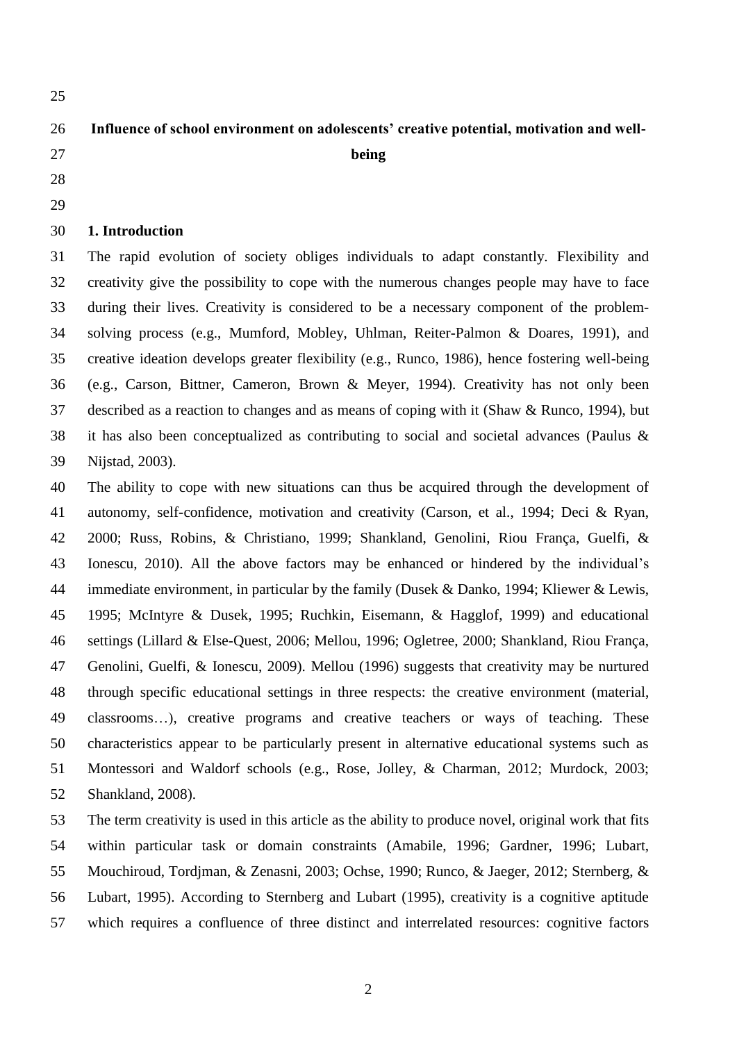# Influence of school environment on adolescents' creative potential, motivation and well-being

## 1. Introduction

The rapid evolution of society obliges individuals to adapt constantly. Flexibility and creativity give the possibility to cope with the numerous changes people may have to face during their lives. Creativity is considered to be a necessary component of the problem-solving process (e.g., Mumford, Mobley, Uhlman, Reiter-Palmon & Doares, 1991), and creative ideation develops greater flexibility (e.g., Runco, 1986), hence fostering well-being (e.g., Carson, Bittner, Cameron, Brown & Meyer, 1994). Creativity has not only been described as a reaction to changes and as means of coping with it (Shaw & Runco, 1994), but it has also been conceptualized as contributing to social and societal advances (Paulus & Nijstad, 2003).

The ability to cope with new situations can thus be acquired through the development of autonomy, self-confidence, motivation and creativity (Carson, et al., 1994; Deci & Ryan, 2000; Russ, Robins, & Christiano, 1999; Shankland, Genolini, Riou França, Guelfi, & Ionescu, 2010). All the above factors may be enhanced or hindered by the individual's immediate environment, in particular by the family (Dusek & Danko, 1994; Kliewer & Lewis, 1995; McIntyre & Dusek, 1995; Ruchkin, Eisemann, & Hagglof, 1999) and educational settings (Lillard & Else-Quest, 2006; Mellou, 1996; Ogletree, 2000; Shankland, Riou França, Genolini, Guelfi, & Ionescu, 2009). Mellou (1996) suggests that creativity may be nurtured through specific educational settings in three respects: the creative environment (material, classrooms…), creative programs and creative teachers or ways of teaching. These characteristics appear to be particularly present in alternative educational systems such as Montessori and Waldorf schools (e.g., Rose, Jolley, & Charman, 2012; Murdock, 2003; Shankland, 2008).

The term creativity is used in this article as the ability to produce novel, original work that fits within particular task or domain constraints (Amabile, 1996; Gardner, 1996; Lubart, Mouchiroud, Tordjman, & Zenasni, 2003; Ochse, 1990; Runco, & Jaeger, 2012; Sternberg, & Lubart, 1995). According to Sternberg and Lubart (1995), creativity is a cognitive aptitude which requires a confluence of three distinct and interrelated resources: cognitive factors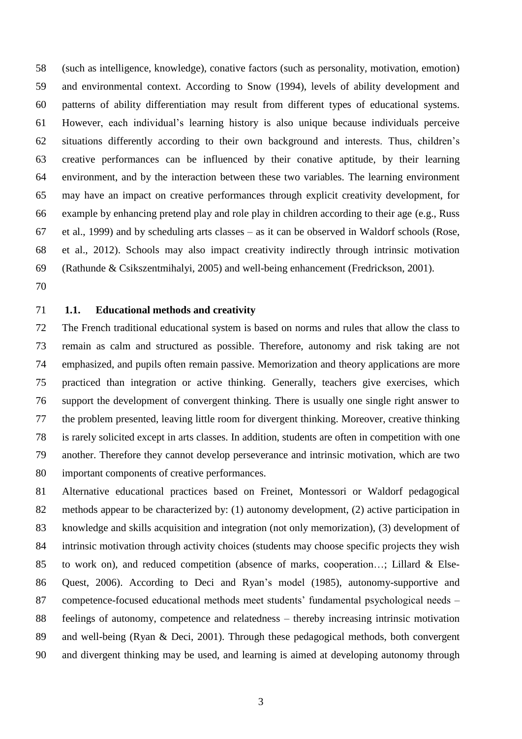(such as intelligence, knowledge), conative factors (such as personality, motivation, emotion) and environmental context. According to Snow (1994), levels of ability development and patterns of ability differentiation may result from different types of educational systems. However, each individual's learning history is also unique because individuals perceive situations differently according to their own background and interests. Thus, children's creative performances can be influenced by their conative aptitude, by their learning environment, and by the interaction between these two variables. The learning environment may have an impact on creative performances through explicit creativity development, for example by enhancing pretend play and role play in children according to their age (e.g., Russ et al., 1999) and by scheduling arts classes – as it can be observed in Waldorf schools (Rose, et al., 2012). Schools may also impact creativity indirectly through intrinsic motivation (Rathunde & Csikszentmihalyi, 2005) and well-being enhancement (Fredrickson, 2001).

### 1.1. Educational methods and creativity

The French traditional educational system is based on norms and rules that allow the class to remain as calm and structured as possible. Therefore, autonomy and risk taking are not emphasized, and pupils often remain passive. Memorization and theory applications are more practiced than integration or active thinking. Generally, teachers give exercises, which support the development of convergent thinking. There is usually one single right answer to the problem presented, leaving little room for divergent thinking. Moreover, creative thinking is rarely solicited except in arts classes. In addition, students are often in competition with one another. Therefore they cannot develop perseverance and intrinsic motivation, which are two important components of creative performances.

Alternative educational practices based on Freinet, Montessori or Waldorf pedagogical methods appear to be characterized by: (1) autonomy development, (2) active participation in knowledge and skills acquisition and integration (not only memorization), (3) development of intrinsic motivation through activity choices (students may choose specific projects they wish to work on), and reduced competition (absence of marks, cooperation…; Lillard & Else-Quest, 2006). According to Deci and Ryan's model (1985), autonomy-supportive and competence-focused educational methods meet students' fundamental psychological needs – feelings of autonomy, competence and relatedness – thereby increasing intrinsic motivation and well-being (Ryan & Deci, 2001). Through these pedagogical methods, both convergent and divergent thinking may be used, and learning is aimed at developing autonomy through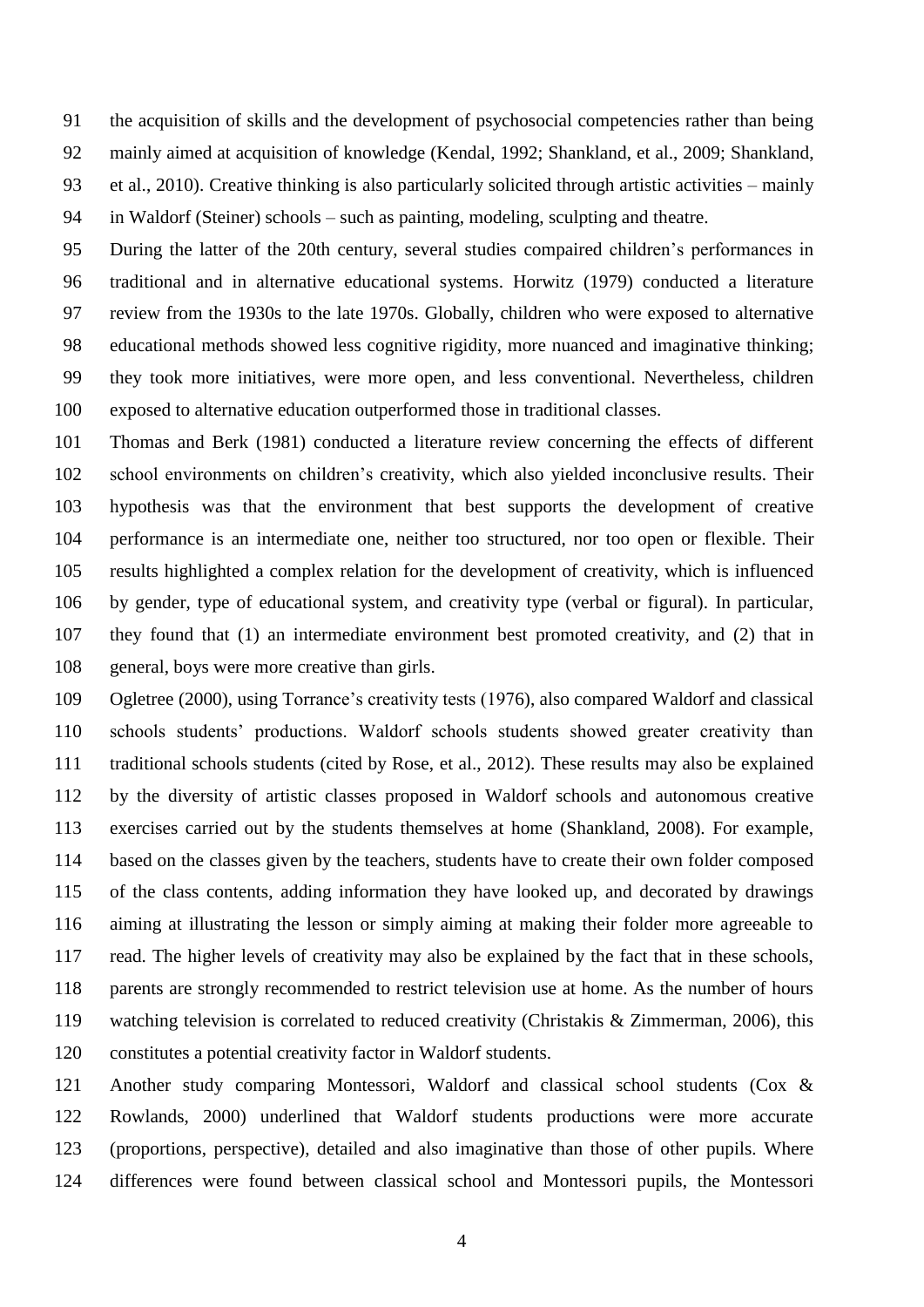the acquisition of skills and the development of psychosocial competencies rather than being mainly aimed at acquisition of knowledge (Kendal, 1992; Shankland, et al., 2009; Shankland, et al., 2010). Creative thinking is also particularly solicited through artistic activities – mainly in Waldorf (Steiner) schools – such as painting, modeling, sculpting and theatre.

During the latter of the 20th century, several studies compaired children's performances in traditional and in alternative educational systems. Horwitz (1979) conducted a literature review from the 1930s to the late 1970s. Globally, children who were exposed to alternative educational methods showed less cognitive rigidity, more nuanced and imaginative thinking; they took more initiatives, were more open, and less conventional. Nevertheless, children exposed to alternative education outperformed those in traditional classes.

Thomas and Berk (1981) conducted a literature review concerning the effects of different school environments on children's creativity, which also yielded inconclusive results. Their hypothesis was that the environment that best supports the development of creative performance is an intermediate one, neither too structured, nor too open or flexible. Their results highlighted a complex relation for the development of creativity, which is influenced by gender, type of educational system, and creativity type (verbal or figural). In particular, they found that (1) an intermediate environment best promoted creativity, and (2) that in general, boys were more creative than girls.

Ogletree (2000), using Torrance's creativity tests (1976), also compared Waldorf and classical schools students' productions. Waldorf schools students showed greater creativity than traditional schools students (cited by Rose, et al., 2012). These results may also be explained by the diversity of artistic classes proposed in Waldorf schools and autonomous creative exercises carried out by the students themselves at home (Shankland, 2008). For example, based on the classes given by the teachers, students have to create their own folder composed of the class contents, adding information they have looked up, and decorated by drawings aiming at illustrating the lesson or simply aiming at making their folder more agreeable to read. The higher levels of creativity may also be explained by the fact that in these schools, parents are strongly recommended to restrict television use at home. As the number of hours watching television is correlated to reduced creativity (Christakis & Zimmerman, 2006), this constitutes a potential creativity factor in Waldorf students.

Another study comparing Montessori, Waldorf and classical school students (Cox & Rowlands, 2000) underlined that Waldorf students productions were more accurate (proportions, perspective), detailed and also imaginative than those of other pupils. Where differences were found between classical school and Montessori pupils, the Montessori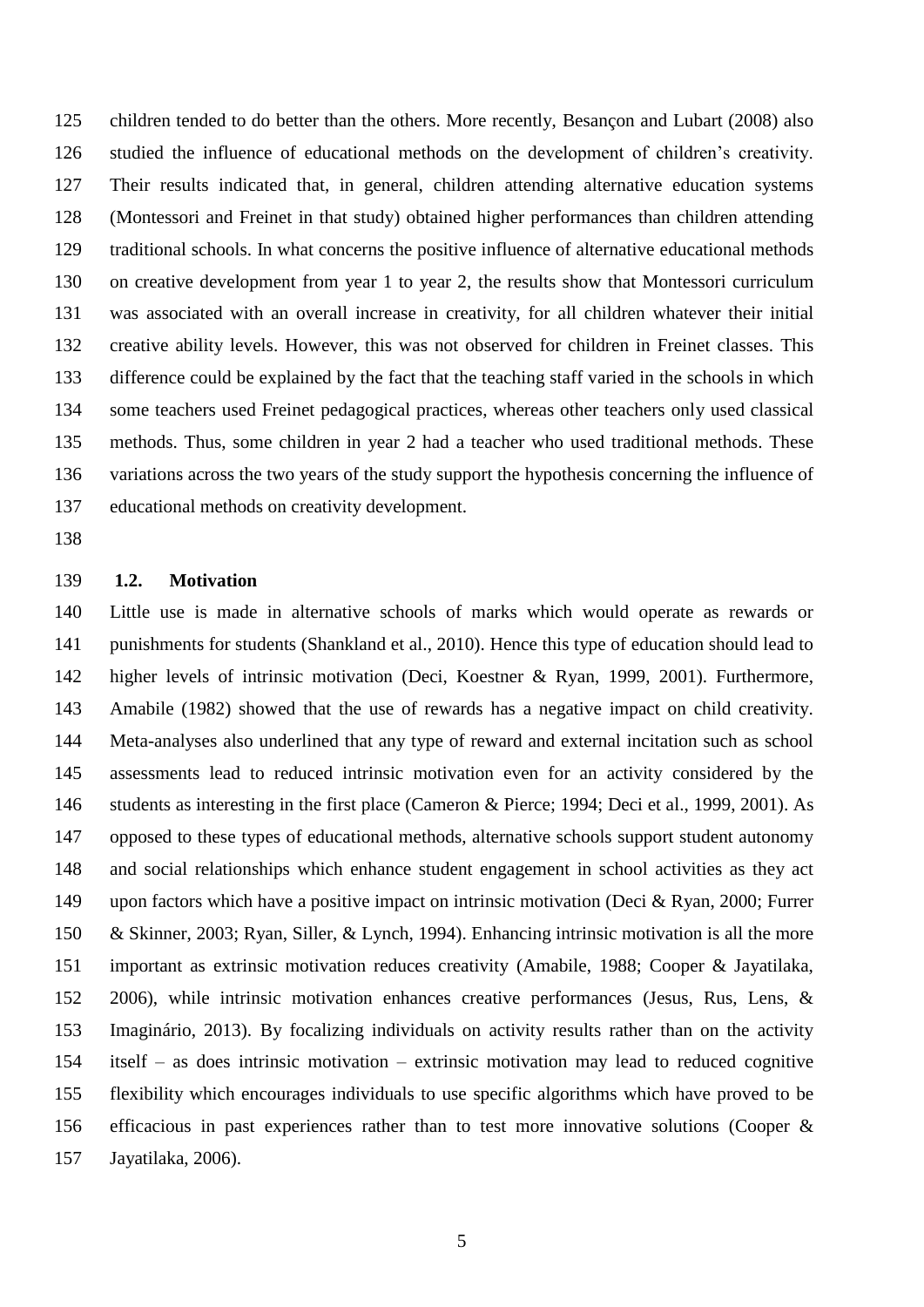children tended to do better than the others. More recently, Besançon and Lubart (2008) also studied the influence of educational methods on the development of children's creativity. Their results indicated that, in general, children attending alternative education systems (Montessori and Freinet in that study) obtained higher performances than children attending traditional schools. In what concerns the positive influence of alternative educational methods on creative development from year 1 to year 2, the results show that Montessori curriculum was associated with an overall increase in creativity, for all children whatever their initial creative ability levels. However, this was not observed for children in Freinet classes. This difference could be explained by the fact that the teaching staff varied in the schools in which some teachers used Freinet pedagogical practices, whereas other teachers only used classical methods. Thus, some children in year 2 had a teacher who used traditional methods. These variations across the two years of the study support the hypothesis concerning the influence of educational methods on creativity development.

### 1.2. Motivation

Little use is made in alternative schools of marks which would operate as rewards or punishments for students (Shankland et al., 2010). Hence this type of education should lead to higher levels of intrinsic motivation (Deci, Koestner & Ryan, 1999, 2001). Furthermore, Amabile (1982) showed that the use of rewards has a negative impact on child creativity. Meta-analyses also underlined that any type of reward and external incitation such as school assessments lead to reduced intrinsic motivation even for an activity considered by the students as interesting in the first place (Cameron & Pierce; 1994; Deci et al., 1999, 2001). As opposed to these types of educational methods, alternative schools support student autonomy and social relationships which enhance student engagement in school activities as they act upon factors which have a positive impact on intrinsic motivation (Deci & Ryan, 2000; Furrer & Skinner, 2003; Ryan, Siller, & Lynch, 1994). Enhancing intrinsic motivation is all the more important as extrinsic motivation reduces creativity (Amabile, 1988; Cooper & Jayatilaka, 2006), while intrinsic motivation enhances creative performances (Jesus, Rus, Lens, & Imaginário, 2013). By focalizing individuals on activity results rather than on the activity itself – as does intrinsic motivation – extrinsic motivation may lead to reduced cognitive flexibility which encourages individuals to use specific algorithms which have proved to be efficacious in past experiences rather than to test more innovative solutions (Cooper & Jayatilaka, 2006).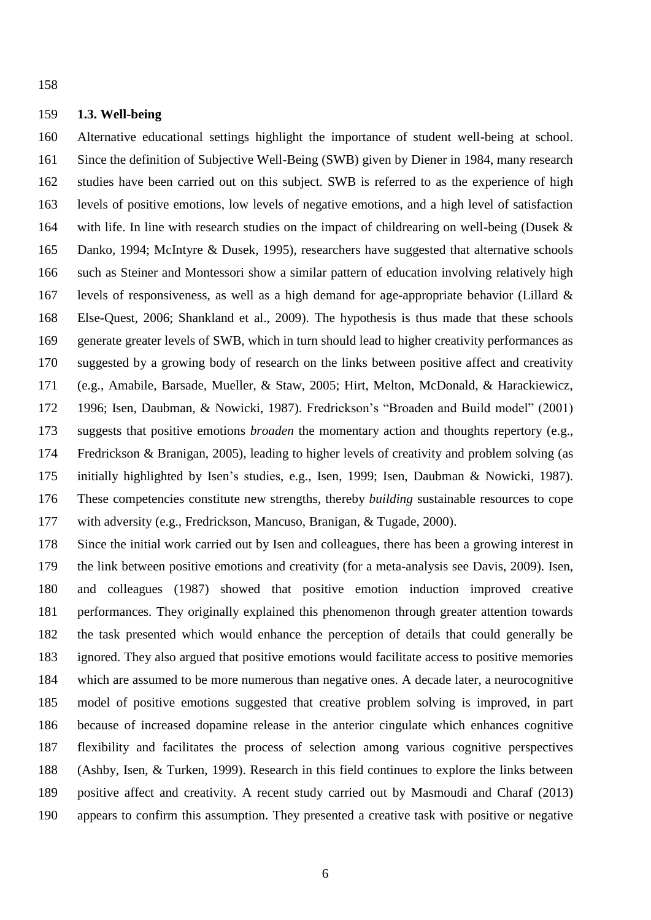### 1.3. Well-being

Alternative educational settings highlight the importance of student well-being at school. Since the definition of Subjective Well-Being (SWB) given by Diener in 1984, many research studies have been carried out on this subject. SWB is referred to as the experience of high levels of positive emotions, low levels of negative emotions, and a high level of satisfaction with life. In line with research studies on the impact of childrearing on well-being (Dusek & Danko, 1994; McIntyre & Dusek, 1995), researchers have suggested that alternative schools such as Steiner and Montessori show a similar pattern of education involving relatively high levels of responsiveness, as well as a high demand for age-appropriate behavior (Lillard & Else-Quest, 2006; Shankland et al., 2009). The hypothesis is thus made that these schools generate greater levels of SWB, which in turn should lead to higher creativity performances as suggested by a growing body of research on the links between positive affect and creativity (e.g., Amabile, Barsade, Mueller, & Staw, 2005; Hirt, Melton, McDonald, & Harackiewicz, 1996; Isen, Daubman, & Nowicki, 1987). Fredrickson's "Broaden and Build model" (2001) suggests that positive emotions *broaden* the momentary action and thoughts repertory (e.g., Fredrickson & Branigan, 2005), leading to higher levels of creativity and problem solving (as initially highlighted by Isen's studies, e.g., Isen, 1999; Isen, Daubman & Nowicki, 1987). These competencies constitute new strengths, thereby *building* sustainable resources to cope with adversity (e.g., Fredrickson, Mancuso, Branigan, & Tugade, 2000).

Since the initial work carried out by Isen and colleagues, there has been a growing interest in the link between positive emotions and creativity (for a meta-analysis see Davis, 2009). Isen, and colleagues (1987) showed that positive emotion induction improved creative performances. They originally explained this phenomenon through greater attention towards the task presented which would enhance the perception of details that could generally be ignored. They also argued that positive emotions would facilitate access to positive memories which are assumed to be more numerous than negative ones. A decade later, a neurocognitive model of positive emotions suggested that creative problem solving is improved, in part because of increased dopamine release in the anterior cingulate which enhances cognitive flexibility and facilitates the process of selection among various cognitive perspectives (Ashby, Isen, & Turken, 1999). Research in this field continues to explore the links between positive affect and creativity. A recent study carried out by Masmoudi and Charaf (2013) appears to confirm this assumption. They presented a creative task with positive or negative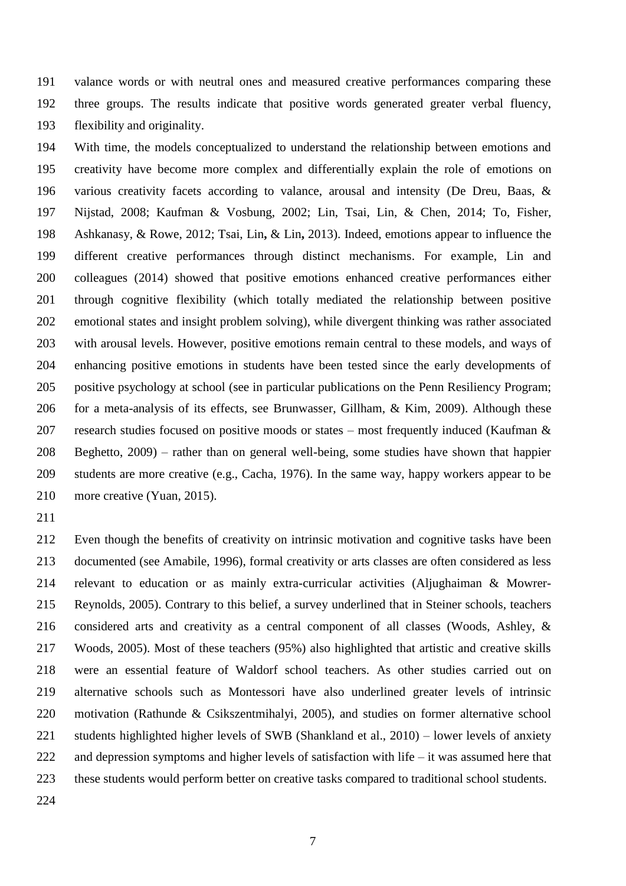valance words or with neutral ones and measured creative performances comparing these three groups. The results indicate that positive words generated greater verbal fluency, flexibility and originality.

With time, the models conceptualized to understand the relationship between emotions and creativity have become more complex and differentially explain the role of emotions on various creativity facets according to valance, arousal and intensity (De Dreu, Baas, & Nijstad, 2008; Kaufman & Vosbung, 2002; Lin, Tsai, Lin, & Chen, 2014; To, Fisher, Ashkanasy, & Rowe, 2012; Tsai, Lin**,** & Lin**,** 2013). Indeed, emotions appear to influence the different creative performances through distinct mechanisms. For example, Lin and colleagues (2014) showed that positive emotions enhanced creative performances either through cognitive flexibility (which totally mediated the relationship between positive emotional states and insight problem solving), while divergent thinking was rather associated with arousal levels. However, positive emotions remain central to these models, and ways of enhancing positive emotions in students have been tested since the early developments of positive psychology at school (see in particular publications on the Penn Resiliency Program; for a meta-analysis of its effects, see Brunwasser, Gillham, & Kim, 2009). Although these research studies focused on positive moods or states – most frequently induced (Kaufman & Beghetto, 2009) – rather than on general well-being, some studies have shown that happier students are more creative (e.g., Cacha, 1976). In the same way, happy workers appear to be more creative (Yuan, 2015).

Even though the benefits of creativity on intrinsic motivation and cognitive tasks have been documented (see Amabile, 1996), formal creativity or arts classes are often considered as less relevant to education or as mainly extra-curricular activities (Aljughaiman & Mowrer-Reynolds, 2005). Contrary to this belief, a survey underlined that in Steiner schools, teachers considered arts and creativity as a central component of all classes (Woods, Ashley, & Woods, 2005). Most of these teachers (95%) also highlighted that artistic and creative skills were an essential feature of Waldorf school teachers. As other studies carried out on alternative schools such as Montessori have also underlined greater levels of intrinsic motivation (Rathunde & Csikszentmihalyi, 2005), and studies on former alternative school students highlighted higher levels of SWB (Shankland et al., 2010) – lower levels of anxiety and depression symptoms and higher levels of satisfaction with life – it was assumed here that these students would perform better on creative tasks compared to traditional school students.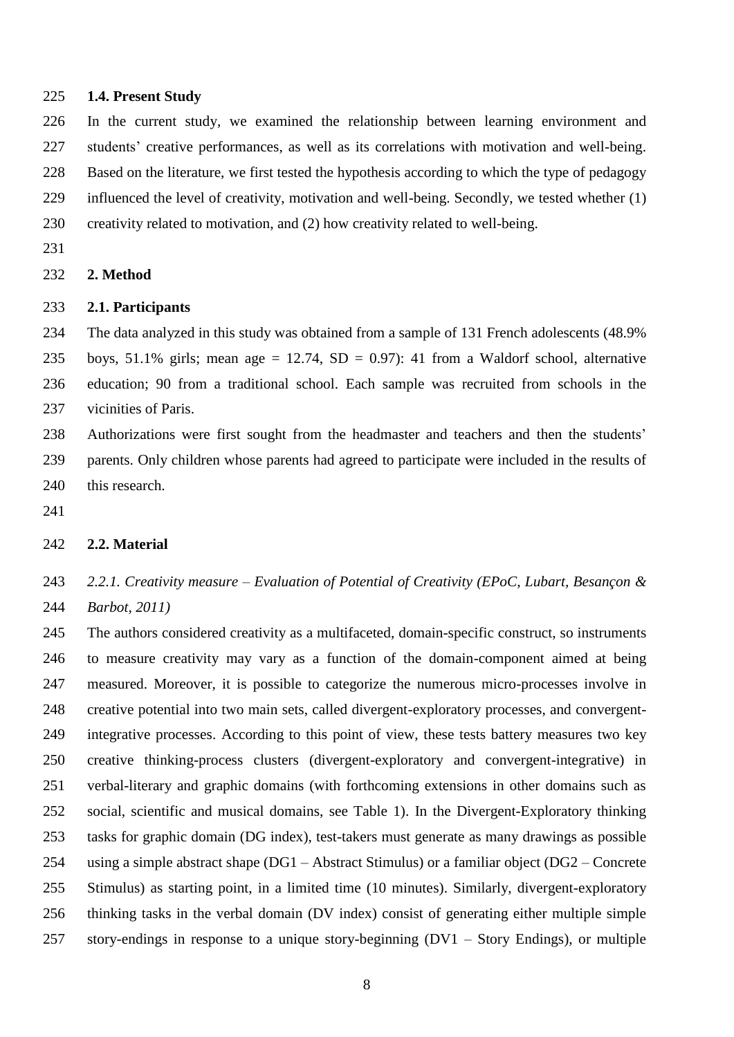### 1.4. Present Study

In the current study, we examined the relationship between learning environment and students' creative performances, as well as its correlations with motivation and well-being. Based on the literature, we first tested the hypothesis according to which the type of pedagogy influenced the level of creativity, motivation and well-being. Secondly, we tested whether (1) creativity related to motivation, and (2) how creativity related to well-being.

## 2. Method

### 2.1. Participants

The data analyzed in this study was obtained from a sample of 131 French adolescents (48.9% boys, 51.1% girls; mean age = 12.74, SD = 0.97): 41 from a Waldorf school, alternative education; 90 from a traditional school. Each sample was recruited from schools in the vicinities of Paris.

Authorizations were first sought from the headmaster and teachers and then the students' parents. Only children whose parents had agreed to participate were included in the results of this research.

### 2.2. Material

#### *2.2.1. Creativity measure – Evaluation of Potential of Creativity (EPoC, Lubart, Besançon & Barbot, 2011)*

The authors considered creativity as a multifaceted, domain-specific construct, so instruments to measure creativity may vary as a function of the domain-component aimed at being measured. Moreover, it is possible to categorize the numerous micro-processes involve in creative potential into two main sets, called divergent-exploratory processes, and convergent-integrative processes. According to this point of view, these tests battery measures two key creative thinking-process clusters (divergent-exploratory and convergent-integrative) in verbal-literary and graphic domains (with forthcoming extensions in other domains such as social, scientific and musical domains, see Table 1). In the Divergent-Exploratory thinking tasks for graphic domain (DG index), test-takers must generate as many drawings as possible using a simple abstract shape (DG1 – Abstract Stimulus) or a familiar object (DG2 – Concrete Stimulus) as starting point, in a limited time (10 minutes). Similarly, divergent-exploratory thinking tasks in the verbal domain (DV index) consist of generating either multiple simple story-endings in response to a unique story-beginning (DV1 – Story Endings), or multiple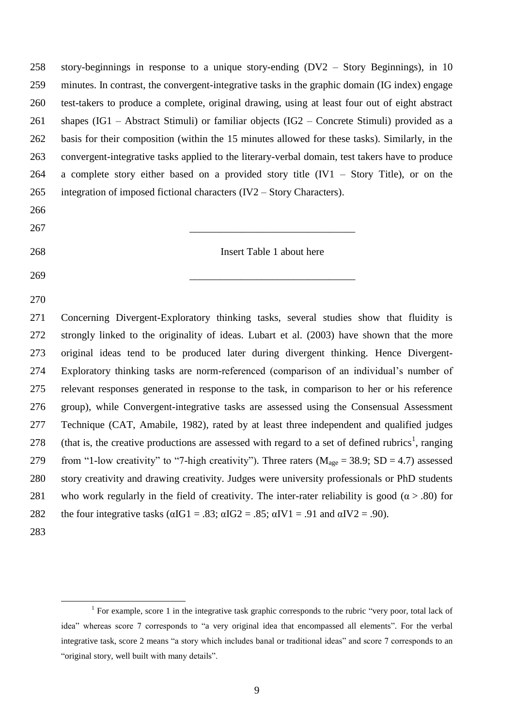story-beginnings in response to a unique story-ending (DV2 – Story Beginnings), in 10 minutes. In contrast, the convergent-integrative tasks in the graphic domain (IG index) engage test-takers to produce a complete, original drawing, using at least four out of eight abstract shapes (IG1 – Abstract Stimuli) or familiar objects (IG2 – Concrete Stimuli) provided as a basis for their composition (within the 15 minutes allowed for these tasks). Similarly, in the convergent-integrative tasks applied to the literary-verbal domain, test takers have to produce a complete story either based on a provided story title (IV1 – Story Title), or on the integration of imposed fictional characters (IV2 – Story Characters).

\_\_\_\_\_\_\_\_\_\_\_\_\_\_\_\_\_\_\_\_\_\_\_\_\_\_\_\_\_\_\_\_

Insert Table 1 about here

\_\_\_\_\_\_\_\_\_\_\_\_\_\_\_\_\_\_\_\_\_\_\_\_\_\_\_\_\_\_\_\_

Concerning Divergent-Exploratory thinking tasks, several studies show that fluidity is strongly linked to the originality of ideas. Lubart et al. (2003) have shown that the more original ideas tend to be produced later during divergent thinking. Hence Divergent-Exploratory thinking tasks are norm-referenced (comparison of an individual's number of relevant responses generated in response to the task, in comparison to her or his reference group), while Convergent-integrative tasks are assessed using the Consensual Assessment Technique (CAT, Amabile, 1982), rated by at least three independent and qualified judges (that is, the creative productions are assessed with regard to a set of defined rubrics[1], ranging from "1-low creativity" to "7-high creativity"). Three raters ($M_{age}$ = 38.9; SD = 4.7) assessed story creativity and drawing creativity. Judges were university professionals or PhD students who work regularly in the field of creativity. The inter-rater reliability is good ($\alpha$ > .80) for the four integrative tasks ($\alpha$IG1 = .83; $\alpha$IG2 = .85; $\alpha$IV1 = .91 and $\alpha$IV2 = .90).

[1] For example, score 1 in the integrative task graphic corresponds to the rubric "very poor, total lack of idea" whereas score 7 corresponds to "a very original idea that encompassed all elements". For the verbal integrative task, score 2 means "a story which includes banal or traditional ideas" and score 7 corresponds to an "original story, well built with many details".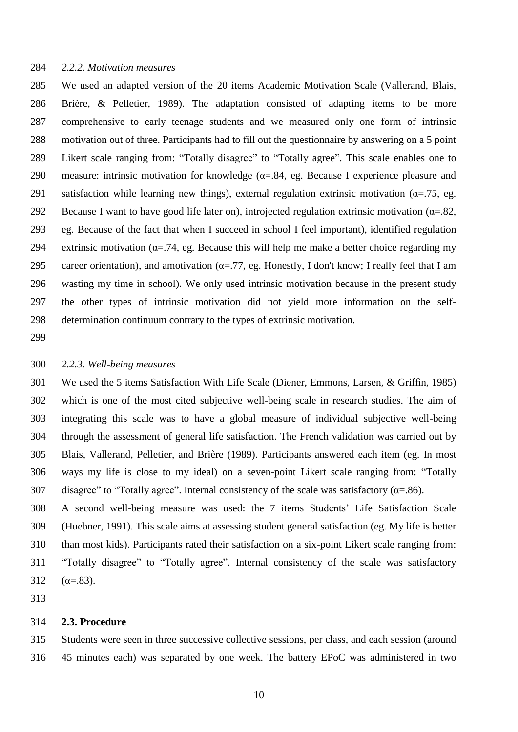*2.2.2. Motivation measures*

We used an adapted version of the 20 items Academic Motivation Scale (Vallerand, Blais, Brière, & Pelletier, 1989). The adaptation consisted of adapting items to be more comprehensive to early teenage students and we measured only one form of intrinsic motivation out of three. Participants had to fill out the questionnaire by answering on a 5 point Likert scale ranging from: "Totally disagree" to "Totally agree". This scale enables one to measure: intrinsic motivation for knowledge ($\alpha$=.84, eg. Because I experience pleasure and satisfaction while learning new things), external regulation extrinsic motivation ($\alpha$=.75, eg. Because I want to have good life later on), introjected regulation extrinsic motivation ($\alpha$=.82, eg. Because of the fact that when I succeed in school I feel important), identified regulation extrinsic motivation ($\alpha$=.74, eg. Because this will help me make a better choice regarding my career orientation), and amotivation ($\alpha$=.77, eg. Honestly, I don't know; I really feel that I am wasting my time in school). We only used intrinsic motivation because in the present study the other types of intrinsic motivation did not yield more information on the self-determination continuum contrary to the types of extrinsic motivation.

*2.2.3. Well-being measures*

We used the 5 items Satisfaction With Life Scale (Diener, Emmons, Larsen, & Griffin, 1985) which is one of the most cited subjective well-being scale in research studies. The aim of integrating this scale was to have a global measure of individual subjective well-being through the assessment of general life satisfaction. The French validation was carried out by Blais, Vallerand, Pelletier, and Brière (1989). Participants answered each item (eg. In most ways my life is close to my ideal) on a seven-point Likert scale ranging from: "Totally disagree" to "Totally agree". Internal consistency of the scale was satisfactory ($\alpha$=.86).

A second well-being measure was used: the 7 items Students' Life Satisfaction Scale (Huebner, 1991). This scale aims at assessing student general satisfaction (eg. My life is better than most kids). Participants rated their satisfaction on a six-point Likert scale ranging from: "Totally disagree" to "Totally agree". Internal consistency of the scale was satisfactory ($\alpha$=.83).

**2.3. Procedure**

Students were seen in three successive collective sessions, per class, and each session (around 45 minutes each) was separated by one week. The battery EPoC was administered in two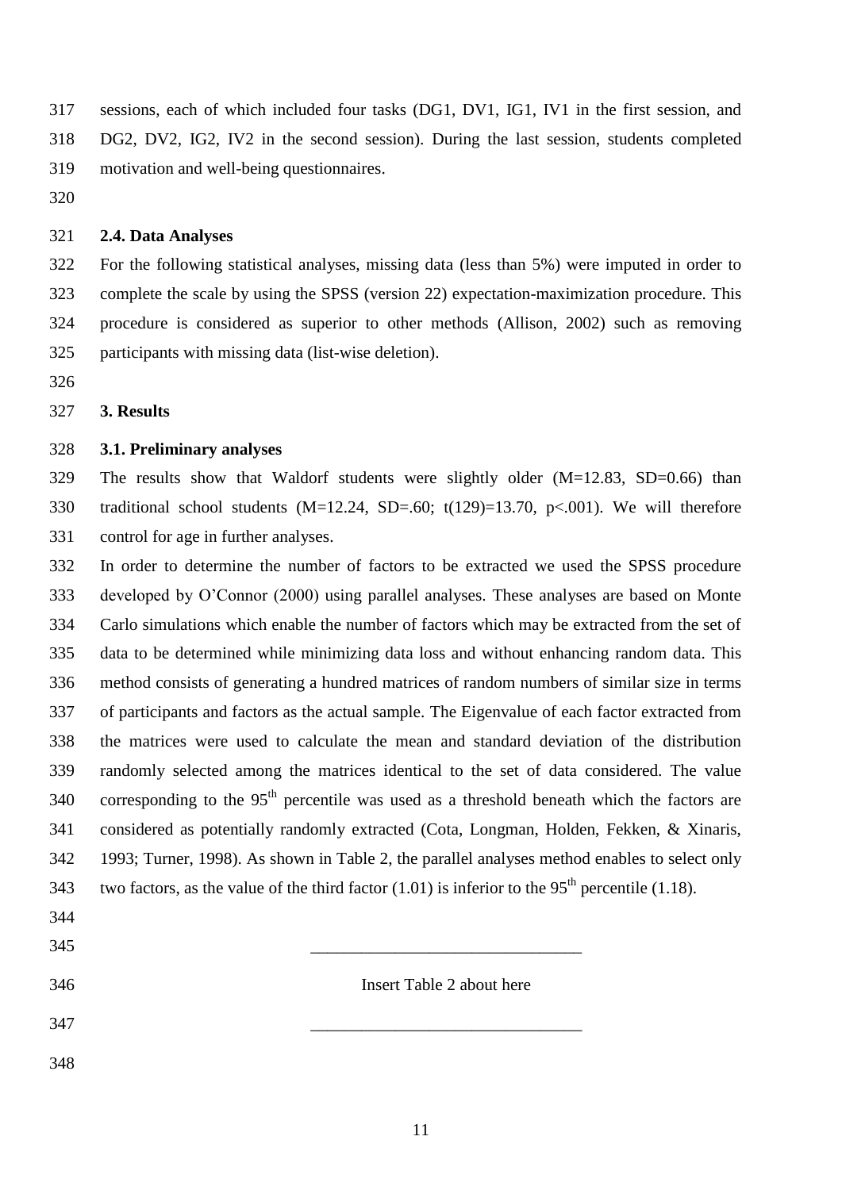sessions, each of which included four tasks (DG1, DV1, IG1, IV1 in the first session, and DG2, DV2, IG2, IV2 in the second session). During the last session, students completed motivation and well-being questionnaires.

### 2.4. Data Analyses

For the following statistical analyses, missing data (less than 5%) were imputed in order to complete the scale by using the SPSS (version 22) expectation-maximization procedure. This procedure is considered as superior to other methods (Allison, 2002) such as removing participants with missing data (list-wise deletion).

## 3. Results

### 3.1. Preliminary analyses

The results show that Waldorf students were slightly older ($M=12.83$, $SD=0.66$) than traditional school students ($M=12.24$, $SD=.60$; $t(129)=13.70$, $p<.001$). We will therefore control for age in further analyses.

In order to determine the number of factors to be extracted we used the SPSS procedure developed by O'Connor (2000) using parallel analyses. These analyses are based on Monte Carlo simulations which enable the number of factors which may be extracted from the set of data to be determined while minimizing data loss and without enhancing random data. This method consists of generating a hundred matrices of random numbers of similar size in terms of participants and factors as the actual sample. The Eigenvalue of each factor extracted from the matrices were used to calculate the mean and standard deviation of the distribution randomly selected among the matrices identical to the set of data considered. The value corresponding to the $95^{th}$ percentile was used as a threshold beneath which the factors are considered as potentially randomly extracted (Cota, Longman, Holden, Fekken, & Xinaris, 1993; Turner, 1998). As shown in Table 2, the parallel analyses method enables to select only two factors, as the value of the third factor (1.01) is inferior to the $95^{th}$ percentile (1.18).

Insert Table 2 about here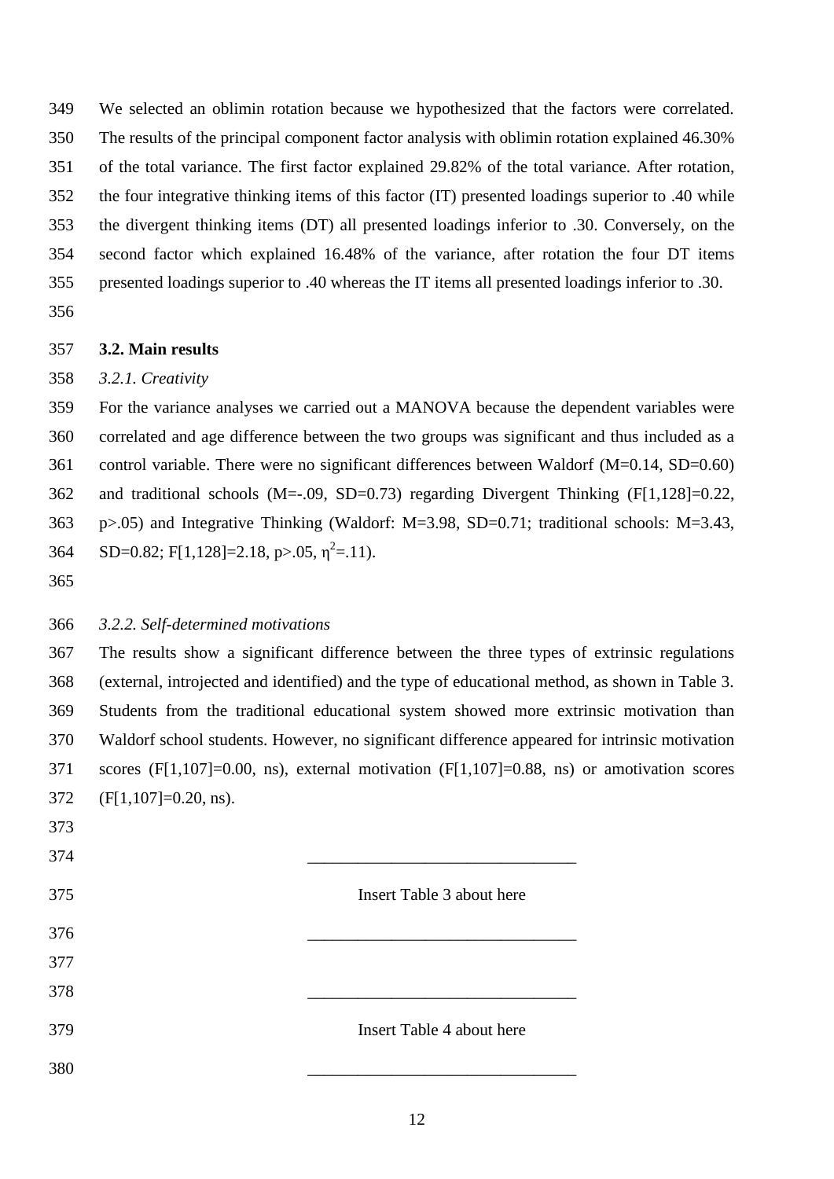We selected an oblimin rotation because we hypothesized that the factors were correlated. The results of the principal component factor analysis with oblimin rotation explained 46.30% of the total variance. The first factor explained 29.82% of the total variance. After rotation, the four integrative thinking items of this factor (IT) presented loadings superior to .40 while the divergent thinking items (DT) all presented loadings inferior to .30. Conversely, on the second factor which explained 16.48% of the variance, after rotation the four DT items presented loadings superior to .40 whereas the IT items all presented loadings inferior to .30.

### 3.2. Main results

*3.2.1. Creativity*

For the variance analyses we carried out a MANOVA because the dependent variables were correlated and age difference between the two groups was significant and thus included as a control variable. There were no significant differences between Waldorf (M=0.14, SD=0.60) and traditional schools (M=-.09, SD=0.73) regarding Divergent Thinking ($F[1,128]=0.22$, $p>.05$) and Integrative Thinking (Waldorf: M=3.98, SD=0.71; traditional schools: M=3.43, SD=0.82; $F[1,128]=2.18$, $p>.05$, $\eta^2=.11$).

*3.2.2. Self-determined motivations*

The results show a significant difference between the three types of extrinsic regulations (external, introjected and identified) and the type of educational method, as shown in Table 3. Students from the traditional educational system showed more extrinsic motivation than Waldorf school students. However, no significant difference appeared for intrinsic motivation scores ($F[1,107]=0.00$, ns), external motivation ($F[1,107]=0.88$, ns) or amotivation scores ($F[1,107]=0.20$, ns).

Insert Table 3 about here

Insert Table 4 about here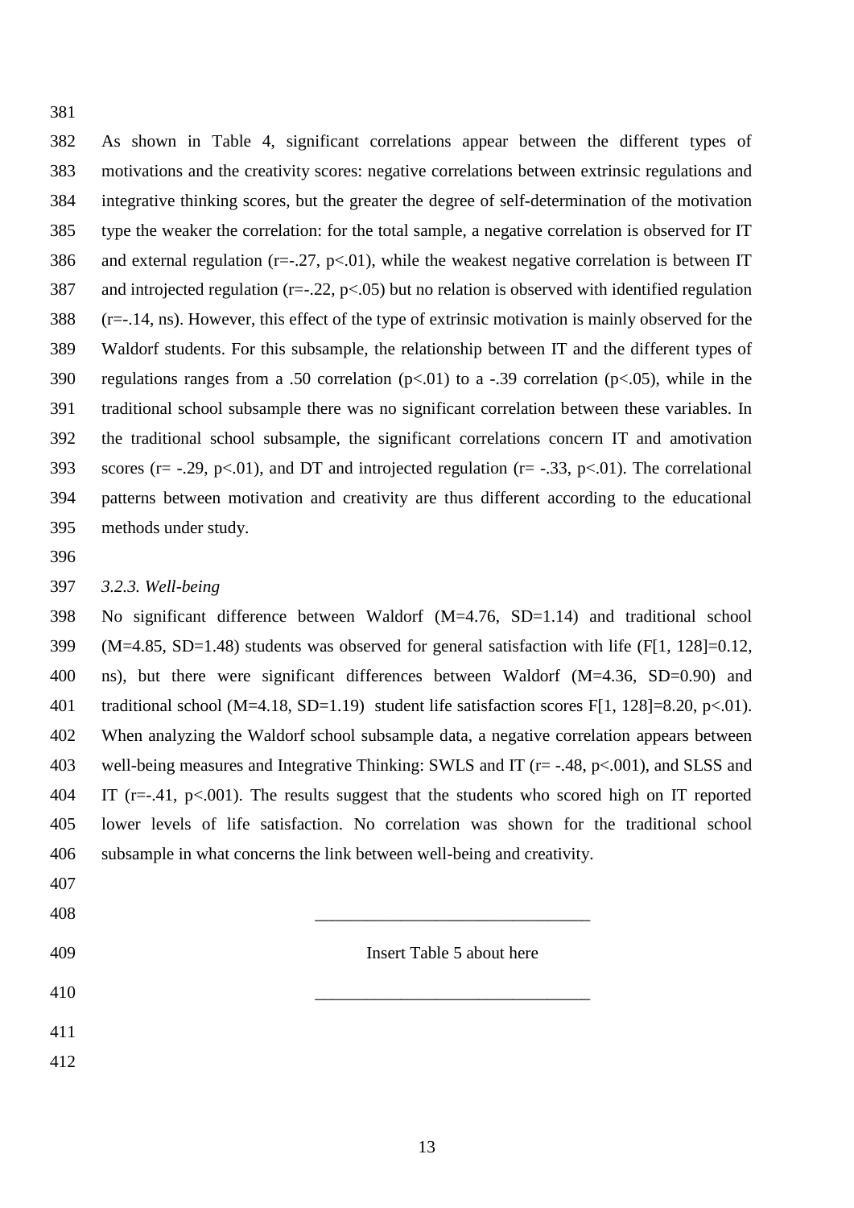As shown in Table 4, significant correlations appear between the different types of motivations and the creativity scores: negative correlations between extrinsic regulations and integrative thinking scores, but the greater the degree of self-determination of the motivation type the weaker the correlation: for the total sample, a negative correlation is observed for IT and external regulation ($r=-.27$, $p<.01$), while the weakest negative correlation is between IT and introjected regulation ($r=-.22$, $p<.05$) but no relation is observed with identified regulation ($r=-.14$, ns). However, this effect of the type of extrinsic motivation is mainly observed for the Waldorf students. For this subsample, the relationship between IT and the different types of regulations ranges from a .50 correlation ($p<.01$) to a -.39 correlation ($p<.05$), while in the traditional school subsample there was no significant correlation between these variables. In the traditional school subsample, the significant correlations concern IT and amotivation scores ($r= -.29$, $p<.01$), and DT and introjected regulation ($r= -.33$, $p<.01$). The correlational patterns between motivation and creativity are thus different according to the educational methods under study.

### *3.2.3. Well-being*

No significant difference between Waldorf ($M=4.76$, $SD=1.14$) and traditional school ($M=4.85$, $SD=1.48$) students was observed for general satisfaction with life ($F[1, 128]=0.12$, ns), but there were significant differences between Waldorf ($M=4.36$, $SD=0.90$) and traditional school ($M=4.18$, $SD=1.19$) student life satisfaction scores $F[1, 128]=8.20$, $p<.01$). When analyzing the Waldorf school subsample data, a negative correlation appears between well-being measures and Integrative Thinking: SWLS and IT ($r= -.48$, $p<.001$), and SLSS and IT ($r=-.41$, $p<.001$). The results suggest that the students who scored high on IT reported lower levels of life satisfaction. No correlation was shown for the traditional school subsample in what concerns the link between well-being and creativity.

Insert Table 5 about here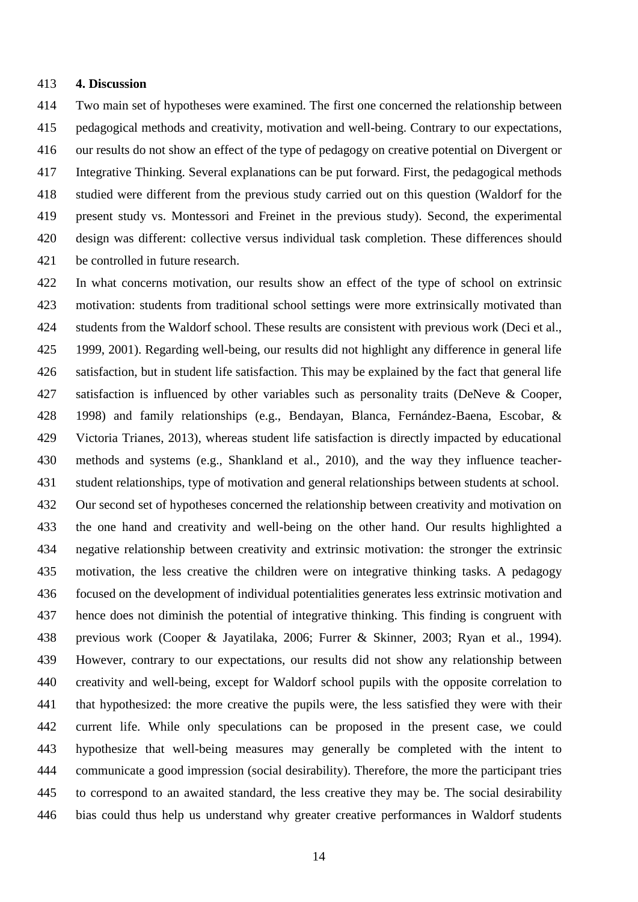## 4. Discussion

Two main set of hypotheses were examined. The first one concerned the relationship between pedagogical methods and creativity, motivation and well-being. Contrary to our expectations, our results do not show an effect of the type of pedagogy on creative potential on Divergent or Integrative Thinking. Several explanations can be put forward. First, the pedagogical methods studied were different from the previous study carried out on this question (Waldorf for the present study vs. Montessori and Freinet in the previous study). Second, the experimental design was different: collective versus individual task completion. These differences should be controlled in future research.

In what concerns motivation, our results show an effect of the type of school on extrinsic motivation: students from traditional school settings were more extrinsically motivated than students from the Waldorf school. These results are consistent with previous work (Deci et al., 1999, 2001). Regarding well-being, our results did not highlight any difference in general life satisfaction, but in student life satisfaction. This may be explained by the fact that general life satisfaction is influenced by other variables such as personality traits (DeNeve & Cooper, 1998) and family relationships (e.g., Bendayan, Blanca, Fernández-Baena, Escobar, & Victoria Trianes, 2013), whereas student life satisfaction is directly impacted by educational methods and systems (e.g., Shankland et al., 2010), and the way they influence teacher-student relationships, type of motivation and general relationships between students at school.

Our second set of hypotheses concerned the relationship between creativity and motivation on the one hand and creativity and well-being on the other hand. Our results highlighted a negative relationship between creativity and extrinsic motivation: the stronger the extrinsic motivation, the less creative the children were on integrative thinking tasks. A pedagogy focused on the development of individual potentialities generates less extrinsic motivation and hence does not diminish the potential of integrative thinking. This finding is congruent with previous work (Cooper & Jayatilaka, 2006; Furrer & Skinner, 2003; Ryan et al., 1994). However, contrary to our expectations, our results did not show any relationship between creativity and well-being, except for Waldorf school pupils with the opposite correlation to that hypothesized: the more creative the pupils were, the less satisfied they were with their current life. While only speculations can be proposed in the present case, we could hypothesize that well-being measures may generally be completed with the intent to communicate a good impression (social desirability). Therefore, the more the participant tries to correspond to an awaited standard, the less creative they may be. The social desirability bias could thus help us understand why greater creative performances in Waldorf students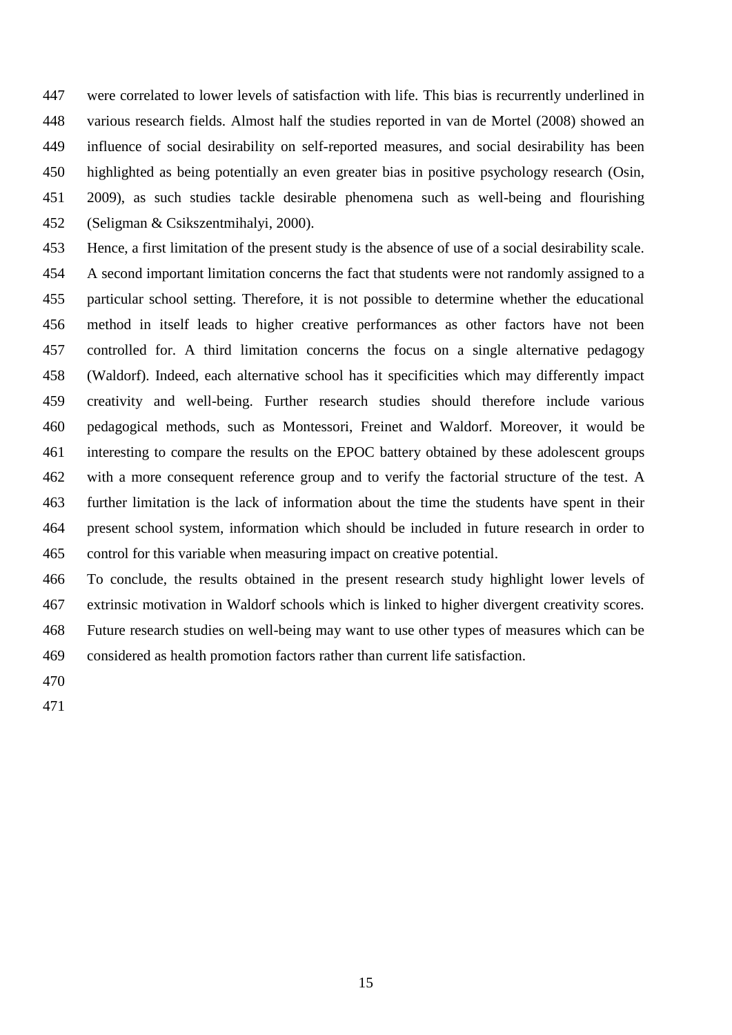were correlated to lower levels of satisfaction with life. This bias is recurrently underlined in various research fields. Almost half the studies reported in van de Mortel (2008) showed an influence of social desirability on self-reported measures, and social desirability has been highlighted as being potentially an even greater bias in positive psychology research (Osin, 2009), as such studies tackle desirable phenomena such as well-being and flourishing (Seligman & Csikszentmihalyi, 2000).

Hence, a first limitation of the present study is the absence of use of a social desirability scale. A second important limitation concerns the fact that students were not randomly assigned to a particular school setting. Therefore, it is not possible to determine whether the educational method in itself leads to higher creative performances as other factors have not been controlled for. A third limitation concerns the focus on a single alternative pedagogy (Waldorf). Indeed, each alternative school has it specificities which may differently impact creativity and well-being. Further research studies should therefore include various pedagogical methods, such as Montessori, Freinet and Waldorf. Moreover, it would be interesting to compare the results on the EPOC battery obtained by these adolescent groups with a more consequent reference group and to verify the factorial structure of the test. A further limitation is the lack of information about the time the students have spent in their present school system, information which should be included in future research in order to control for this variable when measuring impact on creative potential.

To conclude, the results obtained in the present research study highlight lower levels of extrinsic motivation in Waldorf schools which is linked to higher divergent creativity scores. Future research studies on well-being may want to use other types of measures which can be considered as health promotion factors rather than current life satisfaction.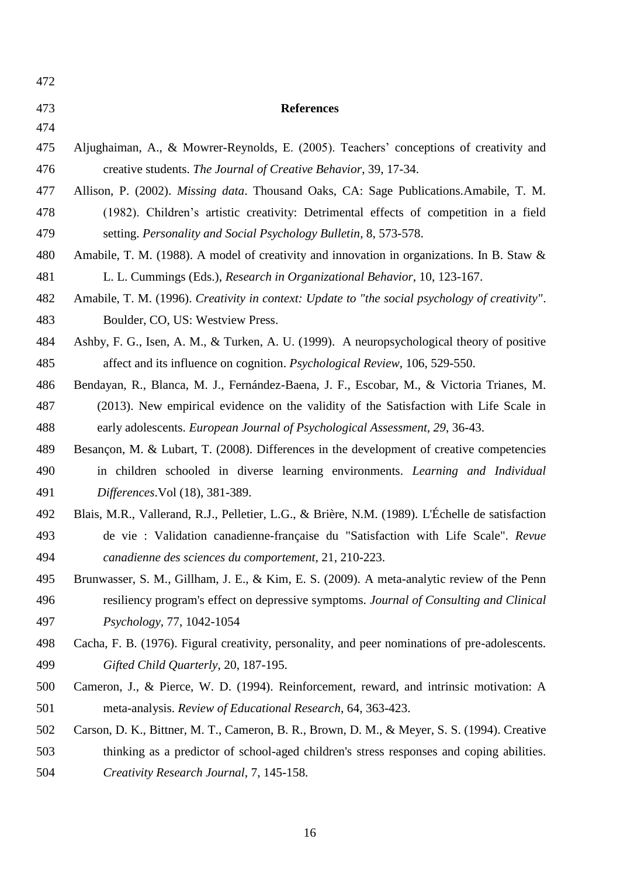## References

Aljughaiman, A., & Mowrer-Reynolds, E. (2005). Teachers' conceptions of creativity and creative students. *The Journal of Creative Behavior*, 39, 17-34.

Allison, P. (2002). *Missing data*. Thousand Oaks, CA: Sage Publications.Amabile, T. M. (1982). Children's artistic creativity: Detrimental effects of competition in a field setting. *Personality and Social Psychology Bulletin*, 8, 573-578.

Amabile, T. M. (1988). A model of creativity and innovation in organizations. In B. Staw & L. L. Cummings (Eds.), *Research in Organizational Behavior*, 10, 123-167.

Amabile, T. M. (1996). *Creativity in context: Update to "the social psychology of creativity"*. Boulder, CO, US: Westview Press.

Ashby, F. G., Isen, A. M., & Turken, A. U. (1999). A neuropsychological theory of positive affect and its influence on cognition. *Psychological Review*, 106, 529-550.

Bendayan, R., Blanca, M. J., Fernández-Baena, J. F., Escobar, M., & Victoria Trianes, M. (2013). New empirical evidence on the validity of the Satisfaction with Life Scale in early adolescents. *European Journal of Psychological Assessment, 29*, 36-43.

Besançon, M. & Lubart, T. (2008). Differences in the development of creative competencies in children schooled in diverse learning environments. *Learning and Individual Differences*.Vol (18), 381-389.

Blais, M.R., Vallerand, R.J., Pelletier, L.G., & Brière, N.M. (1989). L'Échelle de satisfaction de vie : Validation canadienne-française du "Satisfaction with Life Scale". *Revue canadienne des sciences du comportement*, 21, 210-223.

Brunwasser, S. M., Gillham, J. E., & Kim, E. S. (2009). A meta-analytic review of the Penn resiliency program's effect on depressive symptoms. *Journal of Consulting and Clinical Psychology*, 77, 1042-1054

Cacha, F. B. (1976). Figural creativity, personality, and peer nominations of pre-adolescents. *Gifted Child Quarterly*, 20, 187-195.

Cameron, J., & Pierce, W. D. (1994). Reinforcement, reward, and intrinsic motivation: A meta-analysis. *Review of Educational Research*, 64, 363-423.

Carson, D. K., Bittner, M. T., Cameron, B. R., Brown, D. M., & Meyer, S. S. (1994). Creative thinking as a predictor of school-aged children's stress responses and coping abilities. *Creativity Research Journal*, 7, 145-158.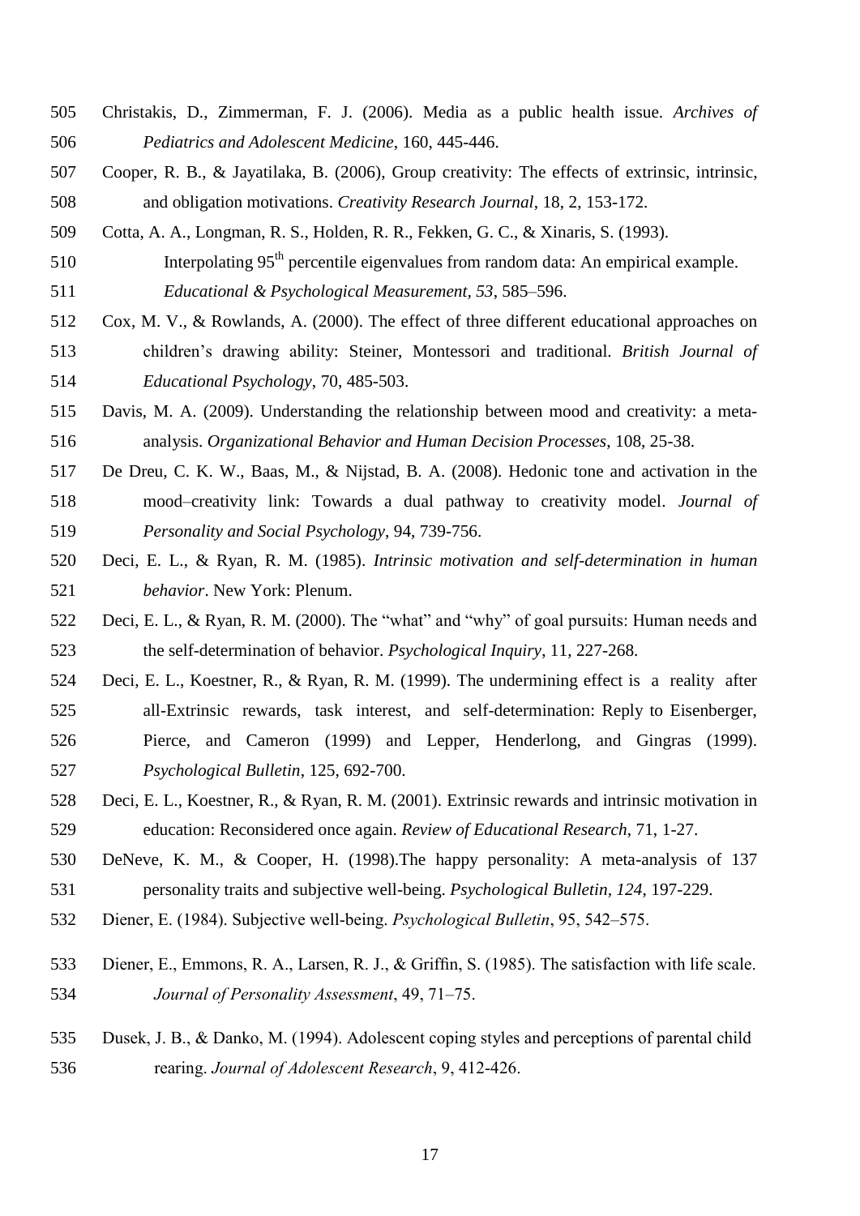Christakis, D., Zimmerman, F. J. (2006). Media as a public health issue. *Archives of Pediatrics and Adolescent Medicine*, 160, 445-446.

Cooper, R. B., & Jayatilaka, B. (2006), Group creativity: The effects of extrinsic, intrinsic, and obligation motivations. *Creativity Research Journal*, 18, 2, 153-172.

Cotta, A. A., Longman, R. S., Holden, R. R., Fekken, G. C., & Xinaris, S. (1993). Interpolating 95th percentile eigenvalues from random data: An empirical example. *Educational & Psychological Measurement, 53*, 585–596.

Cox, M. V., & Rowlands, A. (2000). The effect of three different educational approaches on children's drawing ability: Steiner, Montessori and traditional. *British Journal of Educational Psychology*, 70, 485-503.

Davis, M. A. (2009). Understanding the relationship between mood and creativity: a meta-analysis. *Organizational Behavior and Human Decision Processes*, 108, 25-38.

De Dreu, C. K. W., Baas, M., & Nijstad, B. A. (2008). Hedonic tone and activation in the mood–creativity link: Towards a dual pathway to creativity model. *Journal of Personality and Social Psychology*, 94, 739-756.

Deci, E. L., & Ryan, R. M. (1985). *Intrinsic motivation and self-determination in human behavior*. New York: Plenum.

Deci, E. L., & Ryan, R. M. (2000). The "what" and "why" of goal pursuits: Human needs and the self-determination of behavior. *Psychological Inquiry*, 11, 227-268.

Deci, E. L., Koestner, R., & Ryan, R. M. (1999). The undermining effect is a reality after all-Extrinsic rewards, task interest, and self-determination: Reply to Eisenberger, Pierce, and Cameron (1999) and Lepper, Henderlong, and Gingras (1999). *Psychological Bulletin*, 125, 692-700.

Deci, E. L., Koestner, R., & Ryan, R. M. (2001). Extrinsic rewards and intrinsic motivation in education: Reconsidered once again. *Review of Educational Research*, 71, 1-27.

DeNeve, K. M., & Cooper, H. (1998).The happy personality: A meta-analysis of 137 personality traits and subjective well-being. *Psychological Bulletin, 124*, 197-229.

Diener, E. (1984). Subjective well-being. *Psychological Bulletin*, 95, 542–575.

Diener, E., Emmons, R. A., Larsen, R. J., & Griffin, S. (1985). The satisfaction with life scale. *Journal of Personality Assessment*, 49, 71–75.

Dusek, J. B., & Danko, M. (1994). Adolescent coping styles and perceptions of parental child rearing. *Journal of Adolescent Research*, 9, 412-426.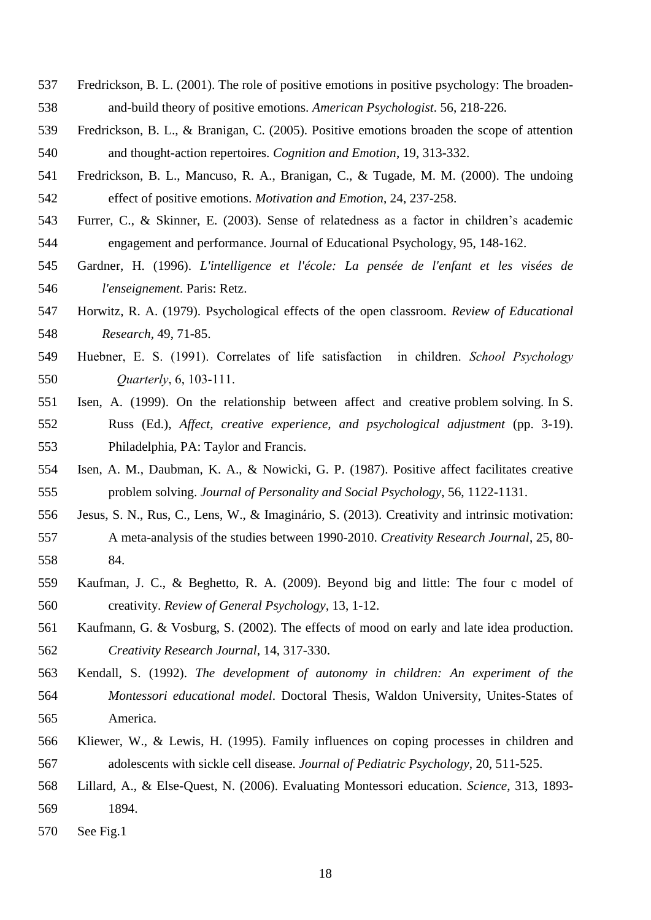Fredrickson, B. L. (2001). The role of positive emotions in positive psychology: The broaden-and-build theory of positive emotions. *American Psychologist*. 56, 218-226.

Fredrickson, B. L., & Branigan, C. (2005). Positive emotions broaden the scope of attention and thought-action repertoires. *Cognition and Emotion*, 19, 313-332.

Fredrickson, B. L., Mancuso, R. A., Branigan, C., & Tugade, M. M. (2000). The undoing effect of positive emotions. *Motivation and Emotion*, 24, 237-258.

Furrer, C., & Skinner, E. (2003). Sense of relatedness as a factor in children's academic engagement and performance. Journal of Educational Psychology, 95, 148-162.

Gardner, H. (1996). *L'intelligence et l'école: La pensée de l'enfant et les visées de l'enseignement*. Paris: Retz.

Horwitz, R. A. (1979). Psychological effects of the open classroom. *Review of Educational Research*, 49, 71-85.

Huebner, E. S. (1991). Correlates of life satisfaction in children. *School Psychology Quarterly*, 6, 103-111.

Isen, A. (1999). On the relationship between affect and creative problem solving. In S. Russ (Ed.), *Affect, creative experience, and psychological adjustment* (pp. 3-19). Philadelphia, PA: Taylor and Francis.

Isen, A. M., Daubman, K. A., & Nowicki, G. P. (1987). Positive affect facilitates creative problem solving. *Journal of Personality and Social Psychology*, 56, 1122-1131.

Jesus, S. N., Rus, C., Lens, W., & Imaginário, S. (2013). Creativity and intrinsic motivation: A meta-analysis of the studies between 1990-2010. *Creativity Research Journal*, 25, 80-84.

Kaufman, J. C., & Beghetto, R. A. (2009). Beyond big and little: The four c model of creativity. *Review of General Psychology*, 13, 1-12.

Kaufmann, G. & Vosburg, S. (2002). The effects of mood on early and late idea production. *Creativity Research Journal*, 14, 317-330.

Kendall, S. (1992). *The development of autonomy in children: An experiment of the Montessori educational model*. Doctoral Thesis, Waldon University, Unites-States of America.

Kliewer, W., & Lewis, H. (1995). Family influences on coping processes in children and adolescents with sickle cell disease. *Journal of Pediatric Psychology*, 20, 511-525.

Lillard, A., & Else-Quest, N. (2006). Evaluating Montessori education. *Science*, 313, 1893-1894.

See Fig.1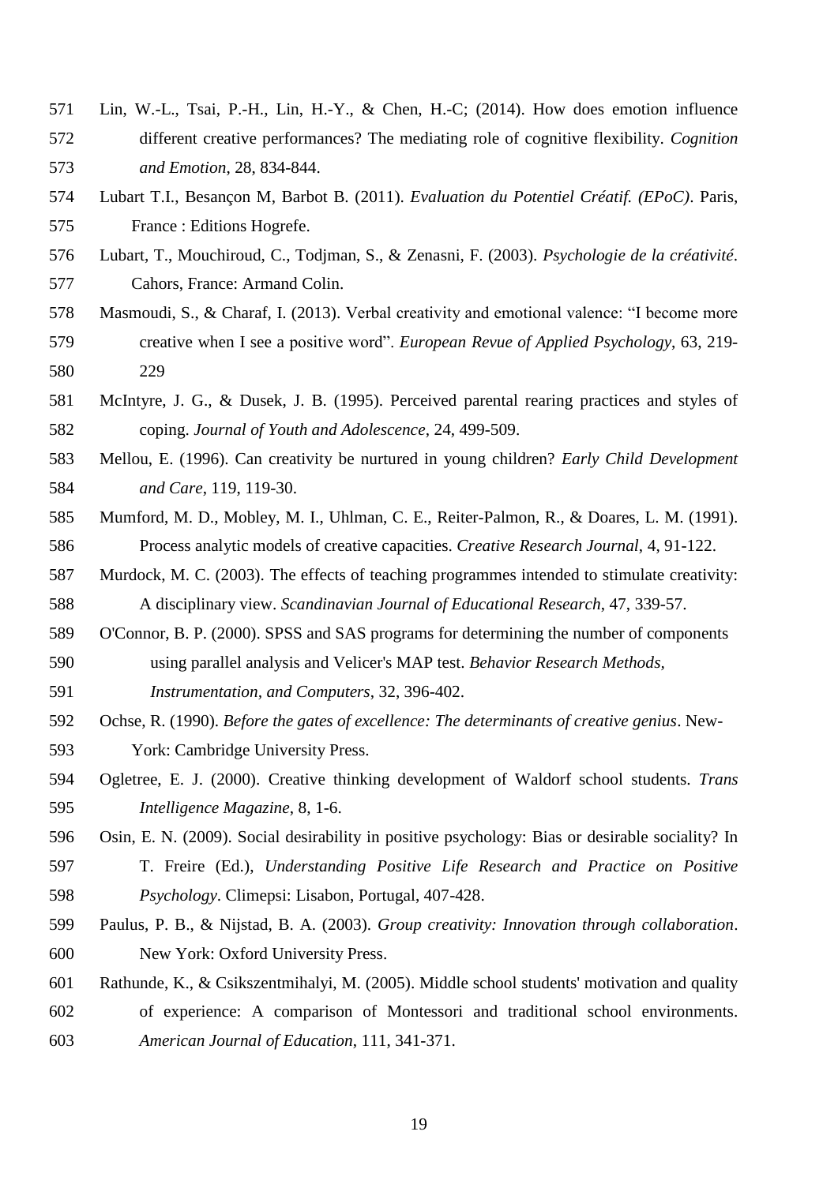Lin, W.-L., Tsai, P.-H., Lin, H.-Y., & Chen, H.-C; (2014). How does emotion influence different creative performances? The mediating role of cognitive flexibility. *Cognition and Emotion*, 28, 834-844.

Lubart T.I., Besançon M, Barbot B. (2011). *Evaluation du Potentiel Créatif. (EPoC)*. Paris, France : Editions Hogrefe.

Lubart, T., Mouchiroud, C., Todjman, S., & Zenasni, F. (2003). *Psychologie de la créativité*. Cahors, France: Armand Colin.

Masmoudi, S., & Charaf, I. (2013). Verbal creativity and emotional valence: "I become more creative when I see a positive word". *European Revue of Applied Psychology*, 63, 219-229

McIntyre, J. G., & Dusek, J. B. (1995). Perceived parental rearing practices and styles of coping. *Journal of Youth and Adolescence*, 24, 499-509.

Mellou, E. (1996). Can creativity be nurtured in young children? *Early Child Development and Care*, 119, 119-30.

Mumford, M. D., Mobley, M. I., Uhlman, C. E., Reiter-Palmon, R., & Doares, L. M. (1991). Process analytic models of creative capacities. *Creative Research Journal*, 4, 91-122.

Murdock, M. C. (2003). The effects of teaching programmes intended to stimulate creativity: A disciplinary view. *Scandinavian Journal of Educational Research*, 47, 339-57.

O'Connor, B. P. (2000). SPSS and SAS programs for determining the number of components using parallel analysis and Velicer's MAP test. *Behavior Research Methods, Instrumentation, and Computers*, 32, 396-402.

Ochse, R. (1990). *Before the gates of excellence: The determinants of creative genius*. New-York: Cambridge University Press.

Ogletree, E. J. (2000). Creative thinking development of Waldorf school students. *Trans Intelligence Magazine*, 8, 1-6.

Osin, E. N. (2009). Social desirability in positive psychology: Bias or desirable sociality? In T. Freire (Ed.), *Understanding Positive Life Research and Practice on Positive Psychology*. Climepsi: Lisabon, Portugal, 407-428.

Paulus, P. B., & Nijstad, B. A. (2003). *Group creativity: Innovation through collaboration*. New York: Oxford University Press.

Rathunde, K., & Csikszentmihalyi, M. (2005). Middle school students' motivation and quality of experience: A comparison of Montessori and traditional school environments. *American Journal of Education*, 111, 341-371.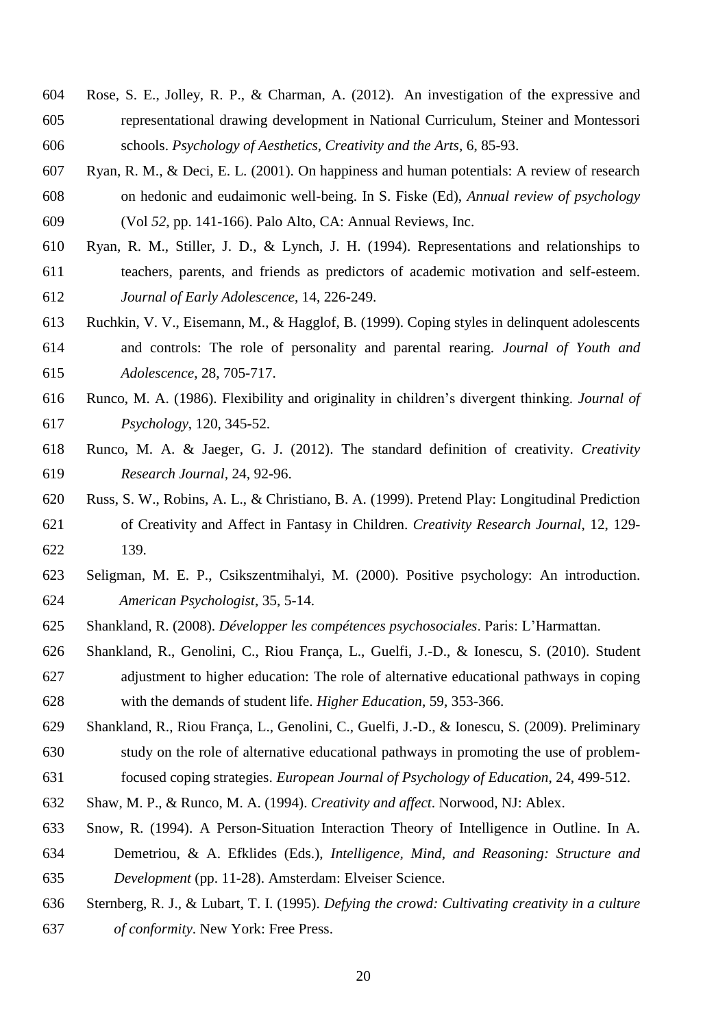Rose, S. E., Jolley, R. P., & Charman, A. (2012). An investigation of the expressive and representational drawing development in National Curriculum, Steiner and Montessori schools. *Psychology of Aesthetics, Creativity and the Arts*, 6, 85-93.

Ryan, R. M., & Deci, E. L. (2001). On happiness and human potentials: A review of research on hedonic and eudaimonic well-being. In S. Fiske (Ed), *Annual review of psychology* (Vol *52*, pp. 141-166). Palo Alto, CA: Annual Reviews, Inc.

Ryan, R. M., Stiller, J. D., & Lynch, J. H. (1994). Representations and relationships to teachers, parents, and friends as predictors of academic motivation and self-esteem. *Journal of Early Adolescence*, 14, 226-249.

Ruchkin, V. V., Eisemann, M., & Hagglof, B. (1999). Coping styles in delinquent adolescents and controls: The role of personality and parental rearing. *Journal of Youth and Adolescence*, 28, 705-717.

Runco, M. A. (1986). Flexibility and originality in children's divergent thinking. *Journal of Psychology*, 120, 345-52.

Runco, M. A. & Jaeger, G. J. (2012). The standard definition of creativity. *Creativity Research Journal*, 24, 92-96.

Russ, S. W., Robins, A. L., & Christiano, B. A. (1999). Pretend Play: Longitudinal Prediction of Creativity and Affect in Fantasy in Children. *Creativity Research Journal*, 12, 129-139.

Seligman, M. E. P., Csikszentmihalyi, M. (2000). Positive psychology: An introduction. *American Psychologist*, 35, 5-14.

Shankland, R. (2008). *Développer les compétences psychosociales*. Paris: L'Harmattan.

Shankland, R., Genolini, C., Riou França, L., Guelfi, J.-D., & Ionescu, S. (2010). Student adjustment to higher education: The role of alternative educational pathways in coping with the demands of student life. *Higher Education*, 59, 353-366.

Shankland, R., Riou França, L., Genolini, C., Guelfi, J.-D., & Ionescu, S. (2009). Preliminary study on the role of alternative educational pathways in promoting the use of problem-focused coping strategies. *European Journal of Psychology of Education*, 24, 499-512.

Shaw, M. P., & Runco, M. A. (1994). *Creativity and affect*. Norwood, NJ: Ablex.

Snow, R. (1994). A Person-Situation Interaction Theory of Intelligence in Outline. In A. Demetriou, & A. Efklides (Eds.), *Intelligence, Mind, and Reasoning: Structure and Development* (pp. 11-28). Amsterdam: Elveiser Science.

Sternberg, R. J., & Lubart, T. I. (1995). *Defying the crowd: Cultivating creativity in a culture of conformity*. New York: Free Press.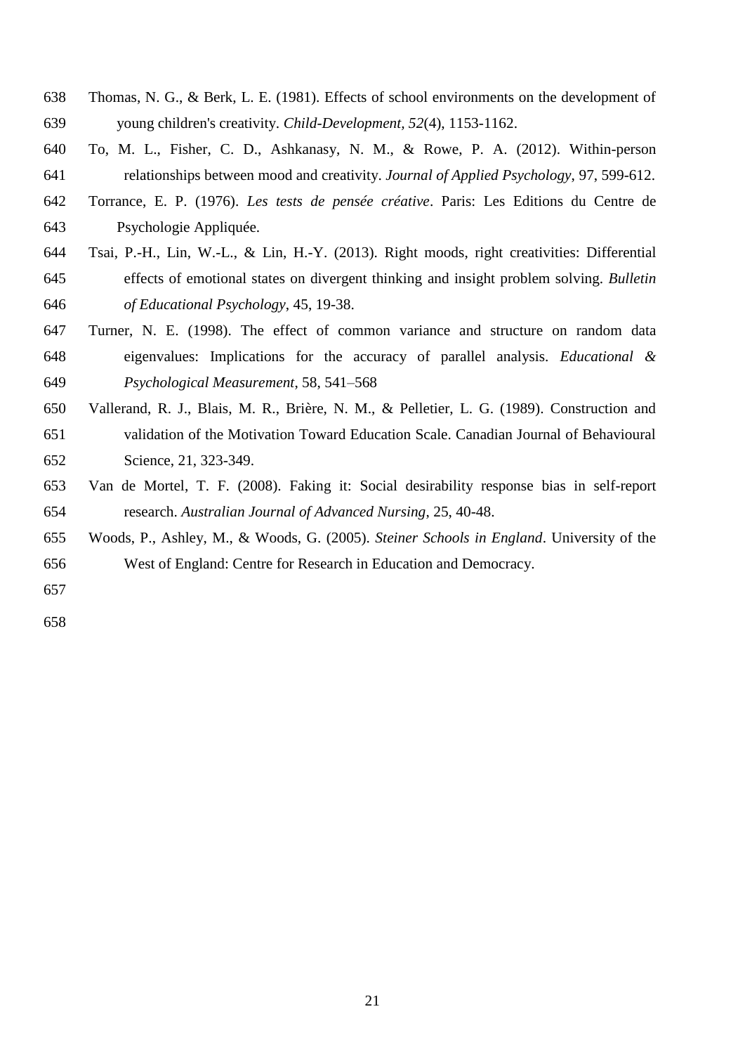Thomas, N. G., & Berk, L. E. (1981). Effects of school environments on the development of young children's creativity. *Child-Development, 52*(4), 1153-1162.

To, M. L., Fisher, C. D., Ashkanasy, N. M., & Rowe, P. A. (2012). Within-person relationships between mood and creativity. *Journal of Applied Psychology*, 97, 599-612.

Torrance, E. P. (1976). *Les tests de pensée créative*. Paris: Les Editions du Centre de Psychologie Appliquée.

Tsai, P.-H., Lin, W.-L., & Lin, H.-Y. (2013). Right moods, right creativities: Differential effects of emotional states on divergent thinking and insight problem solving. *Bulletin of Educational Psychology*, 45, 19-38.

Turner, N. E. (1998). The effect of common variance and structure on random data eigenvalues: Implications for the accuracy of parallel analysis. *Educational & Psychological Measurement*, 58, 541–568

Vallerand, R. J., Blais, M. R., Brière, N. M., & Pelletier, L. G. (1989). Construction and validation of the Motivation Toward Education Scale. Canadian Journal of Behavioural Science, 21, 323-349.

Van de Mortel, T. F. (2008). Faking it: Social desirability response bias in self-report research. *Australian Journal of Advanced Nursing*, 25, 40-48.

Woods, P., Ashley, M., & Woods, G. (2005). *Steiner Schools in England*. University of the West of England: Centre for Research in Education and Democracy.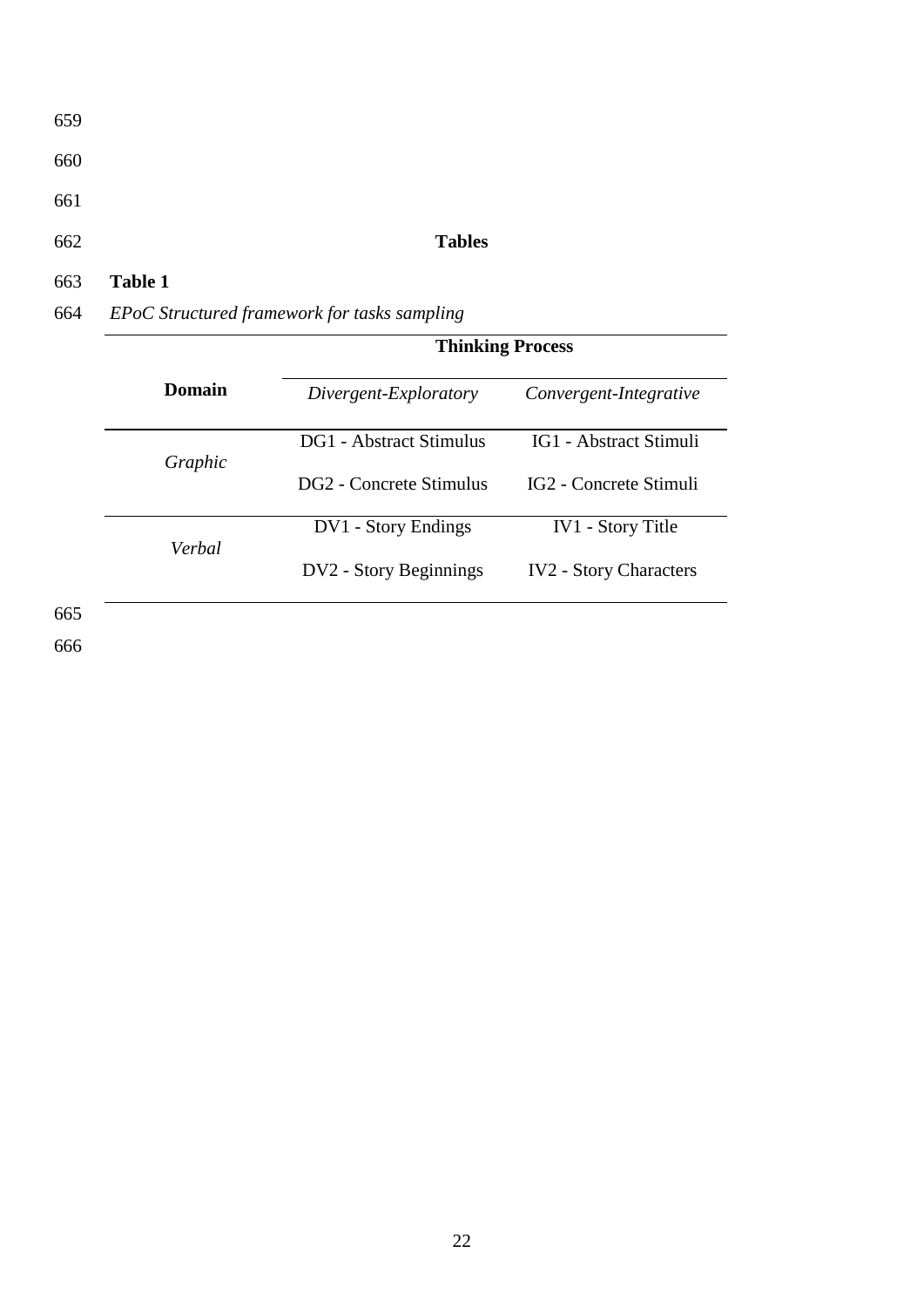# Tables

**Table 1**

*EPoC Structured framework for tasks sampling*

| | Thinking Process | |
|---|---|---|
| **Domain** | *Divergent-Exploratory* | *Convergent-Integrative* |
| *Graphic* | DG1 - Abstract Stimulus | IG1 - Abstract Stimuli |
| | DG2 - Concrete Stimulus | IG2 - Concrete Stimuli |
| *Verbal* | DV1 - Story Endings | IV1 - Story Title |
| | DV2 - Story Beginnings | IV2 - Story Characters |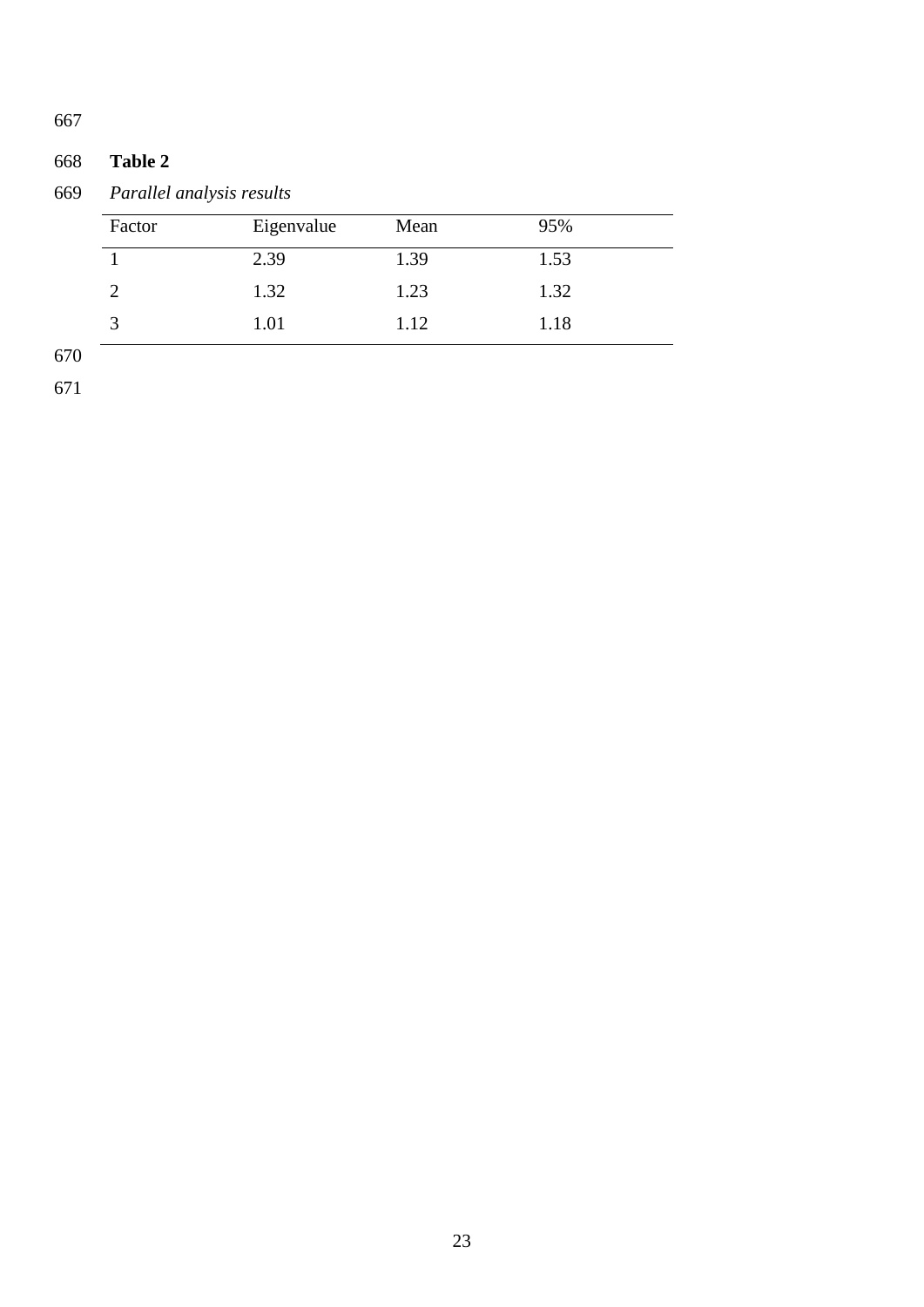**Table 2**

*Parallel analysis results*

| Factor | Eigenvalue | Mean | 95% |
|---|---|---|---|
| 1 | 2.39 | 1.39 | 1.53 |
| 2 | 1.32 | 1.23 | 1.32 |
| 3 | 1.01 | 1.12 | 1.18 |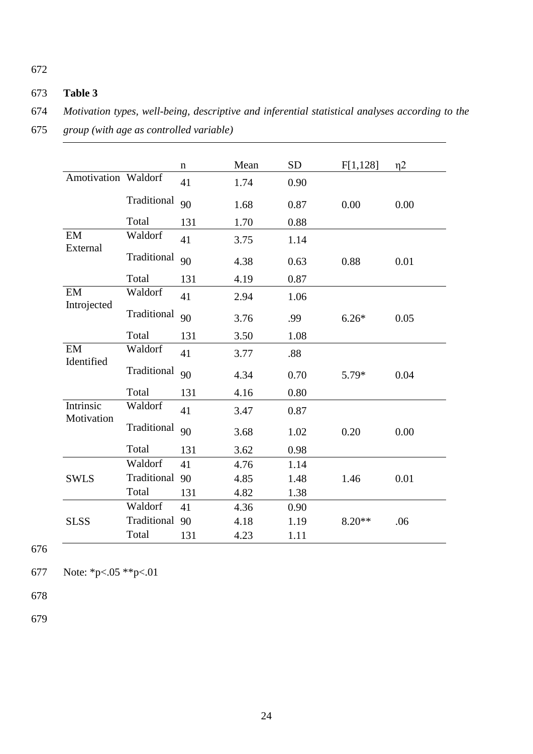**Table 3**

*Motivation types, well-being, descriptive and inferential statistical analyses according to the group (with age as controlled variable)*

| | | n | Mean | SD | F[1,128] | η2 |
|---|---|---|---|---|---|---|
| Amotivation | Waldorf | 41 | 1.74 | 0.90 | | |
| | Traditional | 90 | 1.68 | 0.87 | 0.00 | 0.00 |
| | Total | 131 | 1.70 | 0.88 | | |
| EM External | Waldorf | 41 | 3.75 | 1.14 | | |
| | Traditional | 90 | 4.38 | 0.63 | 0.88 | 0.01 |
| | Total | 131 | 4.19 | 0.87 | | |
| EM Introjected | Waldorf | 41 | 2.94 | 1.06 | | |
| | Traditional | 90 | 3.76 | .99 | 6.26* | 0.05 |
| | Total | 131 | 3.50 | 1.08 | | |
| EM Identified | Waldorf | 41 | 3.77 | .88 | | |
| | Traditional | 90 | 4.34 | 0.70 | 5.79* | 0.04 |
| | Total | 131 | 4.16 | 0.80 | | |
| Intrinsic Motivation | Waldorf | 41 | 3.47 | 0.87 | | |
| | Traditional | 90 | 3.68 | 1.02 | 0.20 | 0.00 |
| | Total | 131 | 3.62 | 0.98 | | |
| SWLS | Waldorf | 41 | 4.76 | 1.14 | | |
| | Traditional | 90 | 4.85 | 1.48 | 1.46 | 0.01 |
| | Total | 131 | 4.82 | 1.38 | | |
| SLSS | Waldorf | 41 | 4.36 | 0.90 | | |
| | Traditional | 90 | 4.18 | 1.19 | 8.20** | .06 |
| | Total | 131 | 4.23 | 1.11 | | |

Note: *p<.05 **p<.01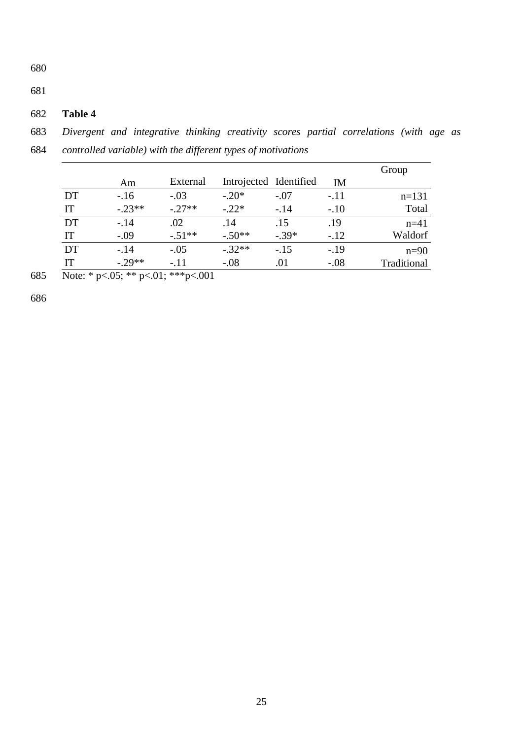**Table 4**

*Divergent and integrative thinking creativity scores partial correlations (with age as controlled variable) with the different types of motivations*

| | Am | External | Introjected | Identified | IM | Group |
|---|---|---|---|---|---|---|
| DT | -.16 | -.03 | -.20* | -.07 | -.11 | n=131 |
| IT | -.23** | -.27** | -.22* | -.14 | -.10 | Total |
| DT | -.14 | .02 | .14 | .15 | .19 | n=41 |
| IT | -.09 | -.51** | -.50** | -.39* | -.12 | Waldorf |
| DT | -.14 | -.05 | -.32** | -.15 | -.19 | n=90 |
| IT | -.29** | -.11 | -.08 | .01 | -.08 | Traditional |

Note: * p<.05; ** p<.01; ***p<.001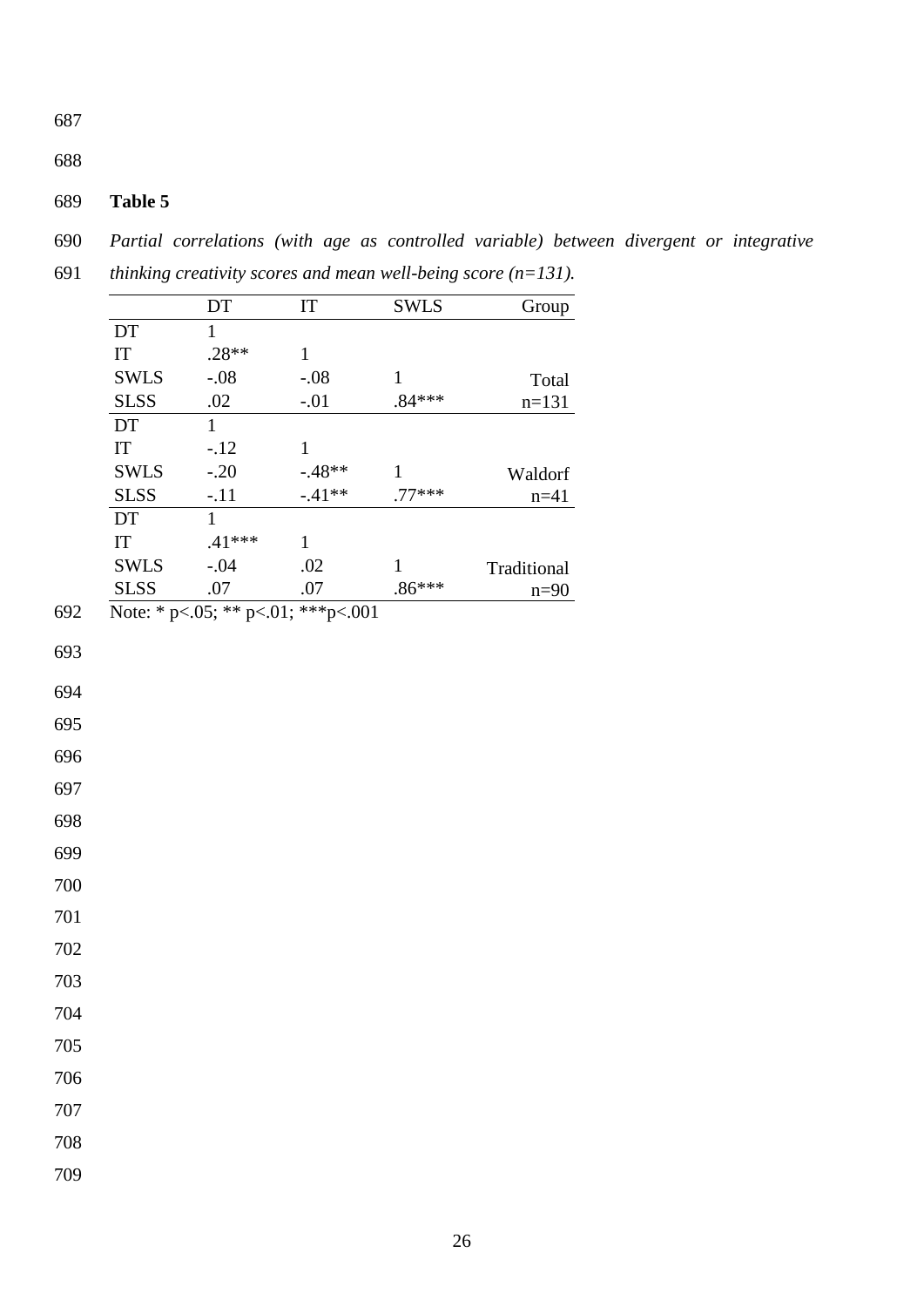**Table 5**

*Partial correlations (with age as controlled variable) between divergent or integrative thinking creativity scores and mean well-being score (n=131).*

| | DT | IT | SWLS | Group |
|---|---|---|---|---|
| DT | 1 | | | |
| IT | .28** | 1 | | |
| SWLS | -.08 | -.08 | 1 | Total |
| SLSS | .02 | -.01 | .84*** | n=131 |
| DT | 1 | | | |
| IT | -.12 | 1 | | |
| SWLS | -.20 | -.48** | 1 | Waldorf |
| SLSS | -.11 | -.41** | .77*** | n=41 |
| DT | 1 | | | |
| IT | .41*** | 1 | | |
| SWLS | -.04 | .02 | 1 | Traditional |
| SLSS | .07 | .07 | .86*** | n=90 |

Note: * p<.05; ** p<.01; ***p<.001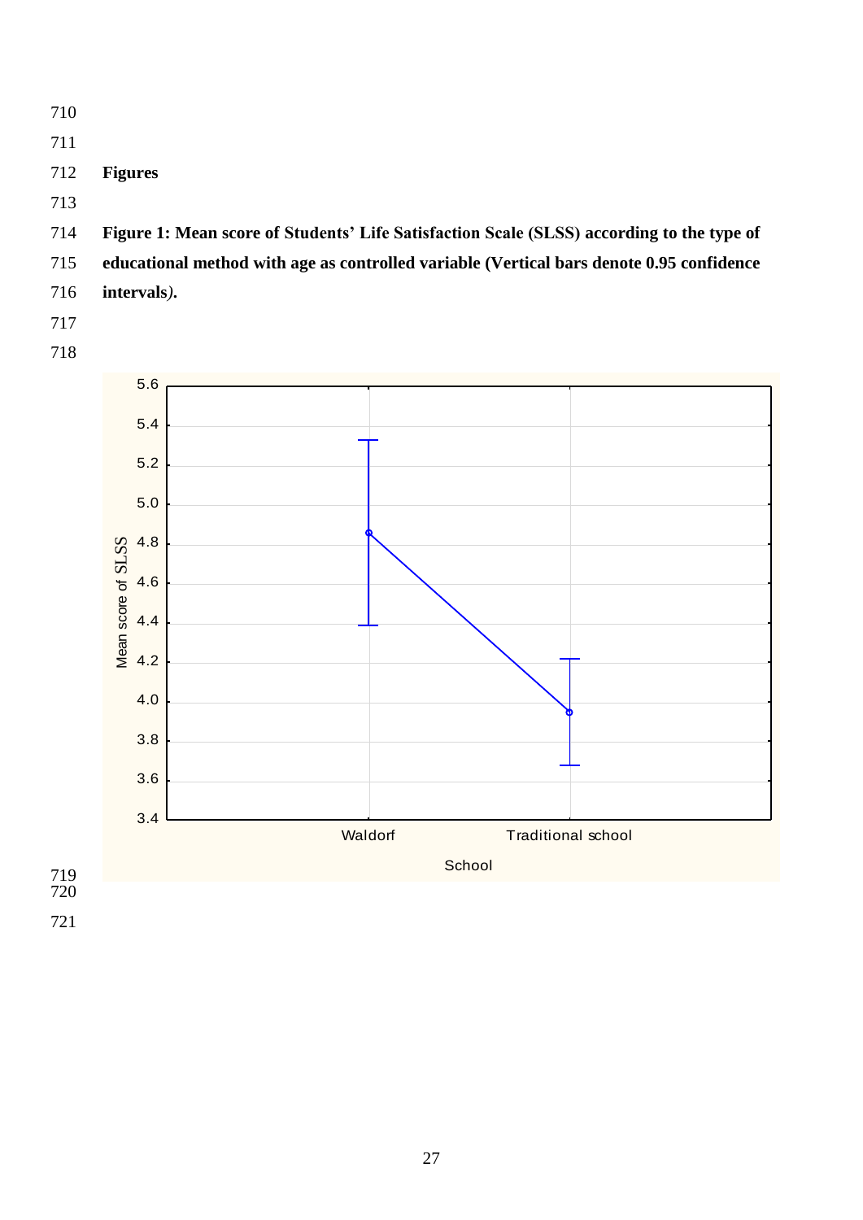**Figures**

**Figure 1: Mean score of Students' Life Satisfaction Scale (SLSS) according to the type of educational method with age as controlled variable (Vertical bars denote 0.95 confidence intervals).**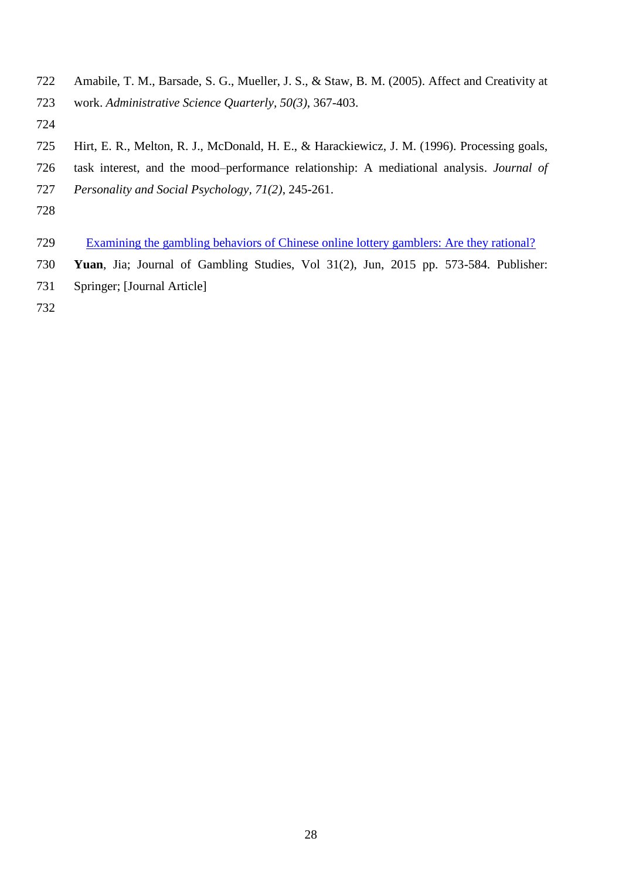Amabile, T. M., Barsade, S. G., Mueller, J. S., & Staw, B. M. (2005). Affect and Creativity at work. *Administrative Science Quarterly, 50(3)*, 367-403.

Hirt, E. R., Melton, R. J., McDonald, H. E., & Harackiewicz, J. M. (1996). Processing goals, task interest, and the mood–performance relationship: A mediational analysis. *Journal of Personality and Social Psychology, 71(2)*, 245-261.

Examining the gambling behaviors of Chinese online lottery gamblers: Are they rational?
**Yuan**, Jia; Journal of Gambling Studies, Vol 31(2), Jun, 2015 pp. 573-584. Publisher: Springer; [Journal Article]